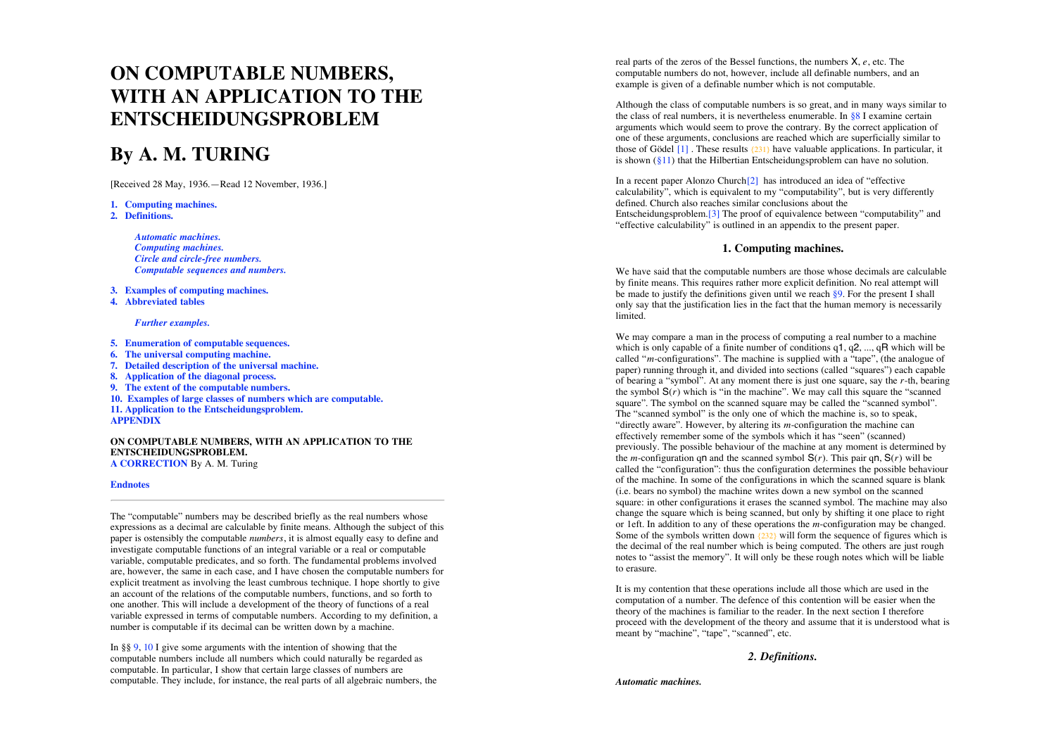# ON COMPUTABLE NUMBERS, WITH AN APPLICATION TO THE ENTSCHEIDUNGSPROBLEM

# By A. M. TURING

[Received 28 May, 1936.—Read 12 November, 1936.]

1. **Computing machines.**
2. **Definitions.**

    ***Automatic machines.***
    ***Computing machines.***
    ***Circle and circle-free numbers.***
    ***Computable sequences and numbers.***

3. **Examples of computing machines.**
4. **Abbreviated tables**

    ***Further examples.***

5. **Enumeration of computable sequences.**
6. **The universal computing machine.**
7. **Detailed description of the universal machine.**
8. **Application of the diagonal process.**
9. **The extent of the computable numbers.**
10. **Examples of large classes of numbers which are computable.**
11. **Application to the Entscheidungsproblem.**

**APPENDIX**

**ON COMPUTABLE NUMBERS, WITH AN APPLICATION TO THE ENTSCHEIDUNGSPROBLEM.**
**A CORRECTION** By A. M. Turing

**Endnotes**

---

The "computable" numbers may be described briefly as the real numbers whose expressions as a decimal are calculable by finite means. Although the subject of this paper is ostensibly the computable *numbers*, it is almost equally easy to define and investigate computable functions of an integral variable or a real or computable variable, computable predicates, and so forth. The fundamental problems involved are, however, the same in each case, and I have chosen the computable numbers for explicit treatment as involving the least cumbrous technique. I hope shortly to give an account of the relations of the computable numbers, functions, and so forth to one another. This will include a development of the theory of functions of a real variable expressed in terms of computable numbers. According to my definition, a number is computable if its decimal can be written down by a machine.

In §§ 9, 10 I give some arguments with the intention of showing that the computable numbers include all numbers which could naturally be regarded as computable. In particular, I show that certain large classes of numbers are computable. They include, for instance, the real parts of all algebraic numbers, the real parts of the zeros of the Bessel functions, the numbers X, *e*, etc. The computable numbers do not, however, include all definable numbers, and an example is given of a definable number which is not computable.

Although the class of computable numbers is so great, and in many ways similar to the class of real numbers, it is nevertheless enumerable. In §8 I examine certain arguments which would seem to prove the contrary. By the correct application of one of these arguments, conclusions are reached which are superficially similar to those of Gödel [1] . These results {231} have valuable applications. In particular, it is shown (§11) that the Hilbertian Entscheidungsproblem can have no solution.

In a recent paper Alonzo Church[2] has introduced an idea of "effective calculability", which is equivalent to my "computability", but is very differently defined. Church also reaches similar conclusions about the Entscheidungsproblem.[3] The proof of equivalence between "computability" and "effective calculability" is outlined in an appendix to the present paper.

### 1. Computing machines.

We have said that the computable numbers are those whose decimals are calculable by finite means. This requires rather more explicit definition. No real attempt will be made to justify the definitions given until we reach §9. For the present I shall only say that the justification lies in the fact that the human memory is necessarily limited.

We may compare a man in the process of computing a real number to a machine which is only capable of a finite number of conditions q1, q2, ..., qR which will be called "*m*-configurations". The machine is supplied with a "tape", (the analogue of paper) running through it, and divided into sections (called "squares") each capable of bearing a "symbol". At any moment there is just one square, say the *r*-th, bearing the symbol S(*r*) which is "in the machine". We may call this square the "scanned square". The symbol on the scanned square may be called the "scanned symbol". The "scanned symbol" is the only one of which the machine is, so to speak, "directly aware". However, by altering its *m*-configuration the machine can effectively remember some of the symbols which it has "seen" (scanned) previously. The possible behaviour of the machine at any moment is determined by the *m*-configuration qn and the scanned symbol S(*r*). This pair qn, S(*r*) will be called the "configuration": thus the configuration determines the possible behaviour of the machine. In some of the configurations in which the scanned square is blank (i.e. bears no symbol) the machine writes down a new symbol on the scanned square: in other configurations it erases the scanned symbol. The machine may also change the square which is being scanned, but only by shifting it one place to right or 1eft. In addition to any of these operations the *m*-configuration may be changed. Some of the symbols written down {232} will form the sequence of figures which is the decimal of the real number which is being computed. The others are just rough notes to "assist the memory". It will only be these rough notes which will be liable to erasure.

It is my contention that these operations include all those which are used in the computation of a number. The defence of this contention will be easier when the theory of the machines is familiar to the reader. In the next section I therefore proceed with the development of the theory and assume that it is understood what is meant by "machine", "tape", "scanned", etc.

### *2. Definitions.*

***Automatic machines.***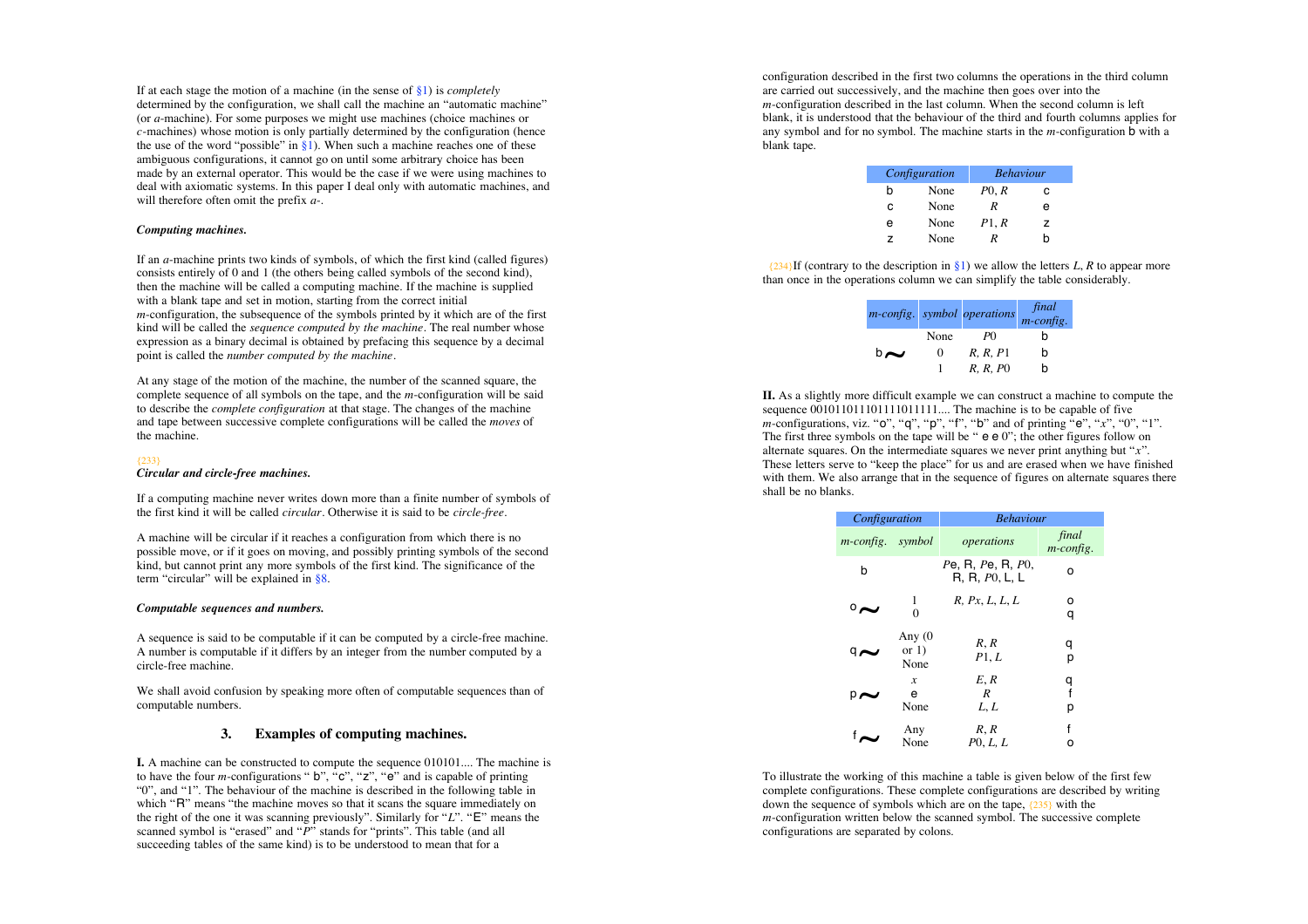If at each stage the motion of a machine (in the sense of §1) is *completely* determined by the configuration, we shall call the machine an "automatic machine" (or *a*-machine). For some purposes we might use machines (choice machines or *c*-machines) whose motion is only partially determined by the configuration (hence the use of the word "possible" in §1). When such a machine reaches one of these ambiguous configurations, it cannot go on until some arbitrary choice has been made by an external operator. This would be the case if we were using machines to deal with axiomatic systems. In this paper I deal only with automatic machines, and will therefore often omit the prefix *a*-.

***Computing machines.***

If an *a*-machine prints two kinds of symbols, of which the first kind (called figures) consists entirely of 0 and 1 (the others being called symbols of the second kind), then the machine will be called a computing machine. If the machine is supplied with a blank tape and set in motion, starting from the correct initial *m*-configuration, the subsequence of the symbols printed by it which are of the first kind will be called the *sequence computed by the machine*. The real number whose expression as a binary decimal is obtained by prefacing this sequence by a decimal point is called the *number computed by the machine*.

At any stage of the motion of the machine, the number of the scanned square, the complete sequence of all symbols on the tape, and the *m*-configuration will be said to describe the *complete configuration* at that stage. The changes of the machine and tape between successive complete configurations will be called the *moves* of the machine.

{233}

***Circular and circle-free machines.***

If a computing machine never writes down more than a finite number of symbols of the first kind it will be called *circular*. Otherwise it is said to be *circle-free*.

A machine will be circular if it reaches a configuration from which there is no possible move, or if it goes on moving, and possibly printing symbols of the second kind, but cannot print any more symbols of the first kind. The significance of the term "circular" will be explained in §8.

***Computable sequences and numbers.***

A sequence is said to be computable if it can be computed by a circle-free machine. A number is computable if it differs by an integer from the number computed by a circle-free machine.

We shall avoid confusion by speaking more often of computable sequences than of computable numbers.

## 3. Examples of computing machines.

**I.** A machine can be constructed to compute the sequence 010101.... The machine is to have the four *m*-configurations "b", "c", "z", "e" and is capable of printing "0", and "1". The behaviour of the machine is described in the following table in which "R" means "the machine moves so that it scans the square immediately on the right of the one it was scanning previously". Similarly for "*L*". "E" means the scanned symbol is "erased" and "*P*" stands for "prints". This table (and all succeeding tables of the same kind) is to be understood to mean that for a configuration described in the first two columns the operations in the third column are carried out successively, and the machine then goes over into the *m*-configuration described in the last column. When the second column is left blank, it is understood that the behaviour of the third and fourth columns applies for any symbol and for no symbol. The machine starts in the *m*-configuration b with a blank tape.

| *Configuration* | | *Behaviour* | |
|---|---|---|---|
| b | None | *P*0, *R* | c |
| c | None | *R* | e |
| e | None | *P*1, *R* | z |
| z | None | *R* | b |

{234}If (contrary to the description in §1) we allow the letters *L*, *R* to appear more than once in the operations column we can simplify the table considerably.

| *m-config.* | *symbol* | *operations* | *final m-config.* |
|---|---|---|---|
| b | None | *P*0 | b |
| | 0 | *R*, *R*, *P*1 | b |
| | 1 | *R*, *R*, *P*0 | b |

**II.** As a slightly more difficult example we can construct a machine to compute the sequence 001011011101111011111.... The machine is to be capable of five *m*-configurations, viz. "o", "q", "p", "f", "b" and of printing "e", "*x*", "0", "1". The first three symbols on the tape will be "e e 0"; the other figures follow on alternate squares. On the intermediate squares we never print anything but "*x*". These letters serve to "keep the place" for us and are erased when we have finished with them. We also arrange that in the sequence of figures on alternate squares there shall be no blanks.

| *Configuration* | | *Behaviour* | |
|---|---|---|---|
| *m-config.* | *symbol* | *operations* | *final m-config.* |
| b | | *P*e, R, *P*e, R, *P*0, R, R, *P*0, L, L | o |
| o | 1 | *R*, *Px*, *L*, *L*, *L* | o |
| | 0 | | q |
| q | Any (0 or 1) | *R*, *R* | q |
| | None | *P*1, *L* | p |
| p | *x* | *E*, *R* | q |
| | e | *R* | f |
| | None | *L*, *L* | p |
| f | Any | *R*, *R* | f |
| | None | *P*0, *L*, *L* | o |

To illustrate the working of this machine a table is given below of the first few complete configurations. These complete configurations are described by writing down the sequence of symbols which are on the tape, {235} with the *m*-configuration written below the scanned symbol. The successive complete configurations are separated by colons.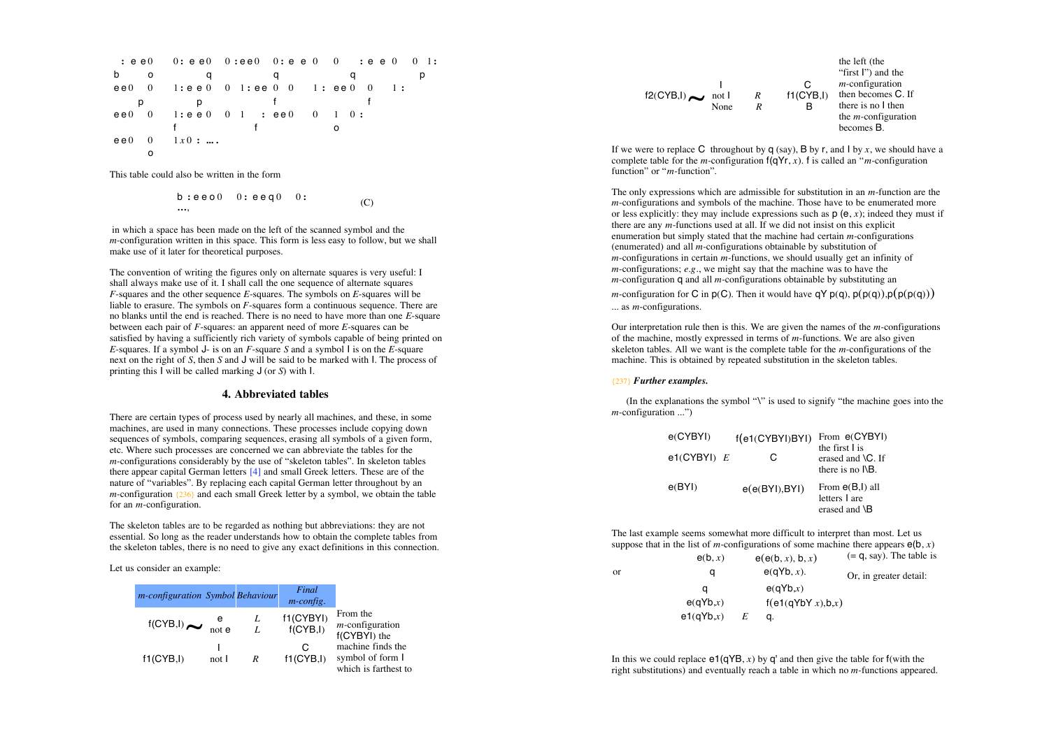: e e 0  0 : e e 0  0 : e e 0  0 : e e 0  0  : e e 0  0 1 :
b   o   q   q   q   p
e e 0  0  1 : e e 0  0  1 : e e 0  0  1 : e e 0  0  1 :
p   p   f   f
e e 0  0  1 : e e 0  0  1  : e e 0  0  1  0 :
f   f   o
e e 0  0  1 $x$ 0 : ….
o

This table could also be written in the form

b : e e o 0  0 : e e q 0  0 : …, (C)

in which a space has been made on the left of the scanned symbol and the *m*-configuration written in this space. This form is less easy to follow, but we shall make use of it later for theoretical purposes.

The convention of writing the figures only on alternate squares is very useful: I shall always make use of it. I shall call the one sequence of alternate squares *F*-squares and the other sequence *E*-squares. The symbols on *E*-squares will be liable to erasure. The symbols on *F*-squares form a continuous sequence. There are no blanks until the end is reached. There is no need to have more than one *E*-square between each pair of *F*-squares: an apparent need of more *E*-squares can be satisfied by having a sufficiently rich variety of symbols capable of being printed on *E*-squares. If a symbol J- is on an *F*-square *S* and a symbol I is on the *E*-square next on the right of *S*, then *S* and J will be said to be marked with I. The process of printing this I will be called marking J (or *S*) with I.

## 4. Abbreviated tables

There are certain types of process used by nearly all machines, and these, in some machines, are used in many connections. These processes include copying down sequences of symbols, comparing sequences, erasing all symbols of a given form, etc. Where such processes are concerned we can abbreviate the tables for the *m*-configurations considerably by the use of "skeleton tables". In skeleton tables there appear capital German letters [4] and small Greek letters. These are of the nature of "variables". By replacing each capital German letter throughout by an *m*-configuration {236} and each small Greek letter by a symbol, we obtain the table for an *m*-configuration.

The skeleton tables are to be regarded as nothing but abbreviations: they are not essential. So long as the reader understands how to obtain the complete tables from the skeleton tables, there is no need to give any exact definitions in this connection.

Let us consider an example:

| *m-configuration* | *Symbol* | *Behaviour* | *Final m-config.* | |
|---|---|---|---|---|
| f(CYB,I) ~ | e | *L* | f1(CYBYI) | From the *m*-configuration f(CYBYI) the machine finds the symbol of form I which is farthest to the left (the "first I") and the *m*-configuration then becomes C. If there is no I then the *m*-configuration becomes B. |
| | not e | *L* | f1(CYB,I) | |
| f1(CYB,I) | I | | C | |
| | not I | *R* | f1(CYB,I) | |
| f2(CYB,I) ~ | I | | C | |
| | not I | *R* | f1(CYB,I) | |
| | None | *R* | B | |

If we were to replace C throughout by q (say), B by r, and I by $x$, we should have a complete table for the *m*-configuration f(qYr, $x$). f is called an "*m*-configuration function" or "*m*-function".

The only expressions which are admissible for substitution in an *m*-function are the *m*-configurations and symbols of the machine. Those have to be enumerated more or less explicitly: they may include expressions such as p (e, $x$); indeed they must if there are any *m*-functions used at all. If we did not insist on this explicit enumeration but simply stated that the machine had certain *m*-configurations (enumerated) and all *m*-configurations obtainable by substitution of *m*-configurations in certain *m*-functions, we should usually get an infinity of *m*-configurations; *e.g.*, we might say that the machine was to have the *m*-configuration q and all *m*-configurations obtainable by substituting an *m*-configuration for C in p(C). Then it would have qY p(q), p(p(q)),p(p(p(q))) ... as *m*-configurations.

Our interpretation rule then is this. We are given the names of the *m*-configurations of the machine, mostly expressed in terms of *m*-functions. We are also given skeleton tables. All we want is the complete table for the *m*-configurations of the machine. This is obtained by repeated substitution in the skeleton tables.

{237} ***Further examples.***

(In the explanations the symbol "\" is used to signify "the machine goes into the *m*-configuration ...")

| | | | |
|---|---|---|---|
| e(CYBYI) | | f(e1(CYBYI)BYI) | From e(CYBYI) the first I is erased and \C. If there is no I\B. |
| e1(CYBYI) | *E* | C | |
| e(BYI) | | e(e(BYI),BYI) | From e(B,I) all letters I are erased and \B |

The last example seems somewhat more difficult to interpret than most. Let us suppose that in the list of *m*-configurations of some machine there appears e(b, $x$) (= q, say). The table is

| | | |
|---|---|---|
| e(b, $x$) | | e(e(b, $x$), b, $x$) |
| q | | e(qYb, $x$). |

or

Or, in greater detail:

| | | |
|---|---|---|
| q | | e(qYb,$x$) |
| e(qYb,$x$) | | f(e1(qYbY $x$),b,$x$) |
| e1(qYb,$x$) | *E* | q. |

In this we could replace e1(qYB, $x$) by q' and then give the table for f(with the right substitutions) and eventually reach a table in which no *m*-functions appeared.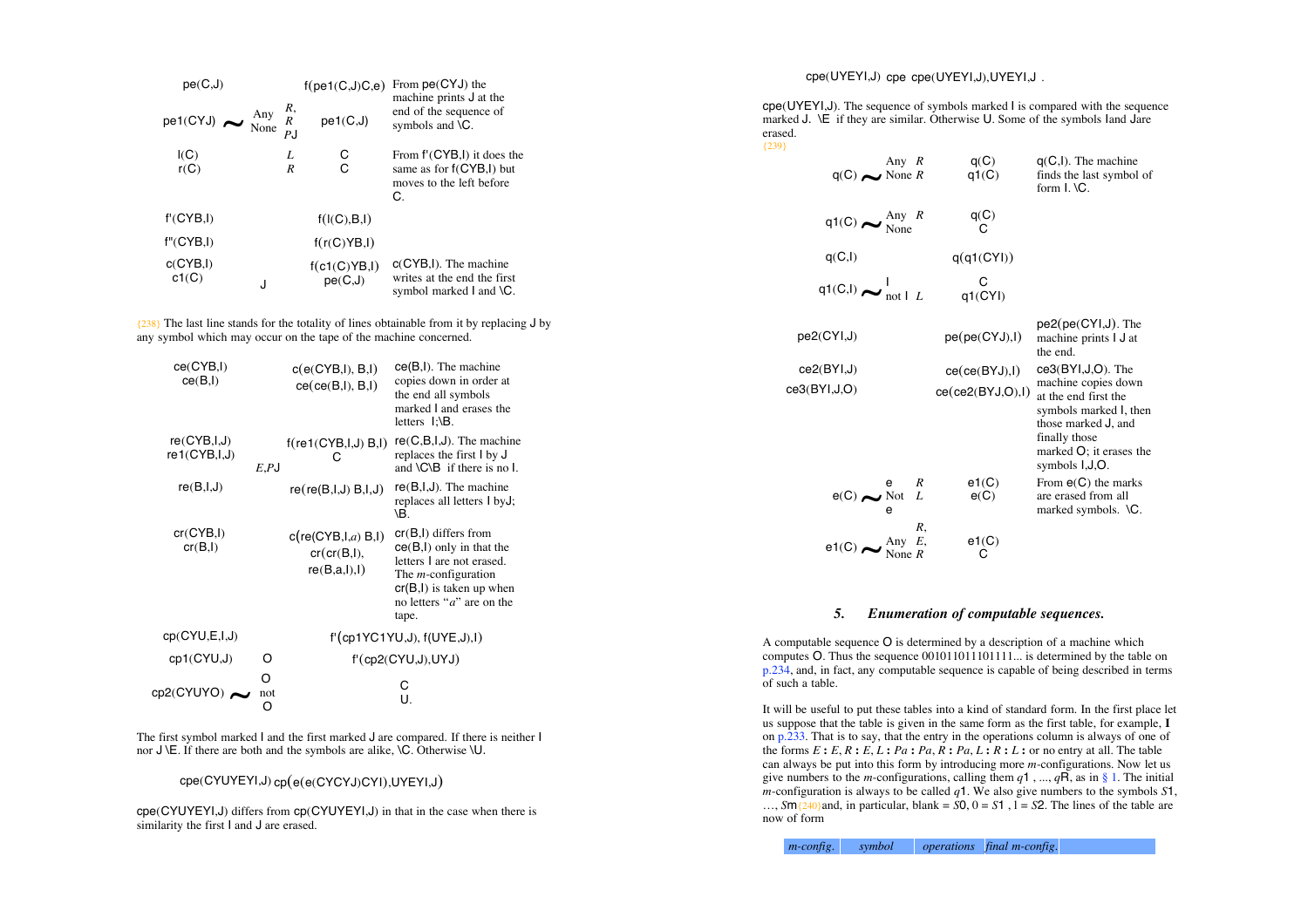| | | | | |
|---|---|---|---|---|
| pe(C,J) | | | f(pe1(C,J)C,e) | From pe(CYJ) the machine prints J at the end of the sequence of symbols and \C. |
| pe1(CYJ) ∼ | Any / None | *R*, *R* / *P*J | pe1(C,J) | |
| l(C) | | *L* | C | From f'(CYB,I) it does the same as for f(CYB,I) but moves to the left before C. |
| r(C) | | *R* | C | |
| f'(CYB,I) | | | f(l(C),B,I) | |
| f''(CYB,I) | | | f(r(C)YB,I) | |
| c(CYB,I) | | | f(c1(C)YB,I) | c(CYB,I). The machine writes at the end the first symbol marked I and \C. |
| c1(C) | J | | pe(C,J) | |

[238] The last line stands for the totality of lines obtainable from it by replacing J by any symbol which may occur on the tape of the machine concerned.

| | | | |
|---|---|---|---|
| ce(CYB,I) | | c(e(CYB,I), B,I) | ce(B,I). The machine copies down in order at the end all symbols marked I and erases the letters I;\B. |
| ce(B,I) | | c(ce(B,I), B,I) | |
| re(CYB,I,J) | | f(re1(CYB,I,J) B,I) | re(C,B,I,J). The machine replaces the first I by J and \C\B if there is no I. |
| re1(CYB,I,J) | *E*,*P*J | C | |
| re(B,I,J) | | re(re(B,I,J) B,I,J) | re(B,I,J). The machine replaces all letters I byJ; \B. |
| cr(CYB,I) | | c(re(CYB,I,*a*) B,I) | cr(B,I) differs from ce(B,I) only in that the letters I are not erased. The *m*-configuration cr(B,I) is taken up when no letters "*a*" are on the tape. |
| cr(B,I) | | cr(cr(B,I), re(B,a,I),I) | |
| cp(CYU,E,I,J) | | f'(cp1YC1YU,J), f(UYE,J),I) | |
| cp1(CYU,J) | O | f'(cp2(CYU,J),UYJ) | |
| cp2(CYUYO) ∼ | O / not O | C / U. | |

The first symbol marked I and the first marked J are compared. If there is neither I nor J \E. If there are both and the symbols are alike, \C. Otherwise \U.

cpe(CYUYEYI,J) cp(e(e(CYCYJ)CYI),UYEYI,J)

cpe(CYUYEYI,J) differs from cp(CYUYEYI,J) in that in the case when there is similarity the first I and J are erased.

cpe(UYEYI,J) cpe cpe(UYEYI,J),UYEYI,J .

cpe(UYEYI,J). The sequence of symbols marked I is compared with the sequence marked J. \E if they are similar. Otherwise U. Some of the symbols Iand Jare erased.
[239]

| | | | | |
|---|---|---|---|---|
| q(C) ∼ | Any / None | *R* / *R* | q(C) / q1(C) | q(C,I). The machine finds the last symbol of form I. \C. |
| q1(C) ∼ | Any / None | *R* | q(C) / C | |
| q(C,I) | | | q(q1(CYI)) | |
| q1(C,I) ∼ | I / not I | *L* | C / q1(CYI) | |
| pe2(CYI,J) | | | pe(pe(CYJ),I) | pe2(pe(CYI,J). The machine prints I J at the end. |
| ce2(BYI,J) | | | ce(ce(BYJ),I) | ce3(BYI,J,O). The machine copies down at the end first the symbols marked I, then those marked J, and finally those marked O; it erases the symbols I,J,O. |
| ce3(BYI,J,O) | | | ce(ce2(BYJ,O),I) | |
| e(C) ∼ | e / Not e | *R* / *L* | e1(C) / e(C) | From e(C) the marks are erased from all marked symbols. \C. |
| e1(C) ∼ | Any / None | *R*, *E*, *R* | e1(C) / C | |

## 5. *Enumeration of computable sequences.*

A computable sequence O is determined by a description of a machine which computes O. Thus the sequence 001011011101111... is determined by the table on p.234, and, in fact, any computable sequence is capable of being described in terms of such a table.

It will be useful to put these tables into a kind of standard form. In the first place let us suppose that the table is given in the same form as the first table, for example, **I** on p.233. That is to say, that the entry in the operations column is always of one of the forms *E* **:** *E*, *R* **:** *E*, *L* **:** *Pa* **:** *Pa*, *R* **:** *Pa*, *L* **:** *R* **:** *L* **:** or no entry at all. The table can always be put into this form by introducing more *m*-configurations. Now let us give numbers to the *m*-configurations, calling them $q1$ , ..., $q$R, as in § 1. The initial *m*-configuration is always to be called $q1$. We also give numbers to the symbols $S1$, ..., $Sm$[240]and, in particular, blank = $S0$, 0 = $S1$ , 1 = $S2$. The lines of the table are now of form

| *m-config.* | *symbol* | *operations* | *final m-config.* | |
|---|---|---|---|---|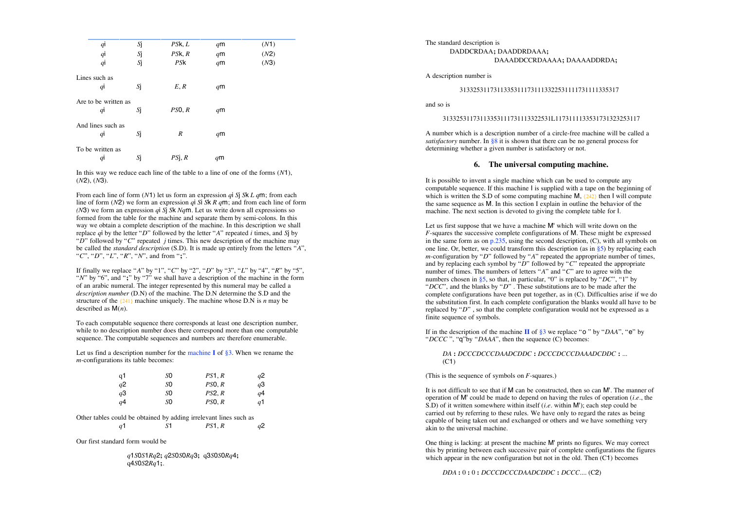| | | | | |
|---|---|---|---|---|
| $q_i$ | $S_j$ | $PS_k, L$ | $q_m$ | ($N_1$) |
| $q_i$ | $S_j$ | $PS_k, R$ | $q_m$ | ($N_2$) |
| $q_i$ | $S_j$ | $PS_k$ | $q_m$ | ($N_3$) |

Lines such as

| | | | |
|---|---|---|---|
| $q_i$ | $S_j$ | $E, R$ | $q_m$ |

Are to be written as

| | | | |
|---|---|---|---|
| $q_i$ | $S_j$ | $PS_0, R$ | $q_m$ |

And lines such as

| | | | |
|---|---|---|---|
| $q_i$ | $S_j$ | $R$ | $q_m$ |

To be written as

| | | | |
|---|---|---|---|
| $q_i$ | $S_j$ | $PS_j, R$ | $q_m$ |

In this way we reduce each line of the table to a line of one of the forms ($N_1$), ($N_2$), ($N_3$).

From each line of form ($N_1$) let us form an expression $q_i\ S_j\ S_k\ L\ q_m$; from each line of form ($N_2$) we form an expression $q_i\ S_i\ S_k\ R\ q_m$; and from each line of form ($N_3$) we form an expression $q_i\ S_j\ S_k\ N q_m$. Let us write down all expressions so formed from the table for the machine and separate them by semi-colons. In this way we obtain a complete description of the machine. In this description we shall replace $q_i$ by the letter "*D*" followed by the letter "*A*" repeated *i* times, and $S_j$ by "*D*" followed by "*C*" repeated *j* times. This new description of the machine may be called the *standard description* (S.D). It is made up entirely from the letters "*A*", "*C*", "*D*", "*L*", "*R*", "*N*", and from ";".

If finally we replace "*A*" by "1", "*C*" by "2", "*D*" by "3", "*L*" by "4", "*R*" by "5", "*N*" by "6", and ";" by "7" we shall have a description of the machine in the form of an arabic numeral. The integer represented by this numeral may be called a *description number* (D.N) of the machine. The D.N determine the S.D and the structure of the {241} machine uniquely. The machine whose D.N is *n* may be described as M(*n*).

To each computable sequence there corresponds at least one description number, while to no description number does there correspond more than one computable sequence. The computable sequences and numbers arc therefore enumerable.

Let us find a description number for the machine **I** of §3. When we rename the *m*-configurations its table becomes:

| | | | |
|---|---|---|---|
| $q_1$ | $S_0$ | $PS_1, R$ | $q_2$ |
| $q_2$ | $S_0$ | $PS_0, R$ | $q_3$ |
| $q_3$ | $S_0$ | $PS_2, R$ | $q_4$ |
| $q_4$ | $S_0$ | $PS_0, R$ | $q_1$ |

Other tables could be obtained by adding irrelevant lines such as

| | | | |
|---|---|---|---|
| $q_1$ | $S_1$ | $PS_1, R$ | $q_2$ |

Our first standard form would be

$q_1 S_0 S_1 R q_2$; $q_2 S_0 S_0 R q_3$; $q_3 S_0 S_0 R q_4$; $q_4 S_0 S_2 R q_1$;.

The standard description is

DADDCRDAA; DAADDRDAAA;
DAAADDCCRDAAAA; DAAAADDRDA;

A description number is

31332531173113353111731113322531111731111335317

and so is

3133253117311335311173111332253111731111335317 31323253117

A number which is a description number of a circle-free machine will be called a *satisfactory* number. In §8 it is shown that there can be no general process for determining whether a given number is satisfactory or not.

## 6. The universal computing machine.

It is possible to invent a single machine which can be used to compute any computable sequence. If this machine U is supplied with a tape on the beginning of which is written the S.D of some computing machine M, {242} then U will compute the same sequence as M. In this section I explain in outline the behavior of the machine. The next section is devoted to giving the complete table for U.

Let us first suppose that we have a machine M′ which will write down on the *F*-squares the successive complete configurations of M. These might be expressed in the same form as on p.235, using the second description, (C), with all symbols on one line. Or, better, we could transform this description (as in §5) by replacing each *m*-configuration by "*D*" followed by "*A*" repeated the appropriate number of times, and by replacing each symbol by "*D*" followed by "*C*" repeated the appropriate number of times. The numbers of letters "*A*" and "*C*" are to agree with the numbers chosen in §5, so that, in particular, "0" is replaced by "*DC*", "1" by "*DCC*", and the blanks by "*D*" . These substitutions are to be made after the complete configurations have been put together, as in (C). Difficulties arise if we do the substitution first. In each complete configuration the blanks would all have to be replaced by "*D*" , so that the complete configuration would not be expressed as a finite sequence of symbols.

If in the description of the machine **II** of §3 we replace "o" by "*DAA*", "e" by "*DCCC*", "q" by "*DAAA*", then the sequence (C) becomes:

*DA* : *DCCCDCCCDAADCDDC* : *DCCCDCCCDAAADCDDC* : ... (C1)

(This is the sequence of symbols on *F*-squares.)

It is not difficult to see that if M can be constructed, then so can M′. The manner of operation of M′ could be made to depend on having the rules of operation (*i.e*., the S.D) of it written somewhere within itself (*i.e*. within M′); each step could be carried out by referring to these rules. We have only to regard the rates as being capable of being taken out and exchanged or others and we have something very akin to the universal machine.

One thing is lacking: at present the machine M′ prints no figures. We may correct this by printing between each successive pair of complete configurations the figures which appear in the new configuration but not in the old. Then (C1) becomes

*DDA* : 0 : 0 : *DCCCDCCCDAADCDDC* : *DCCC*.... (C2)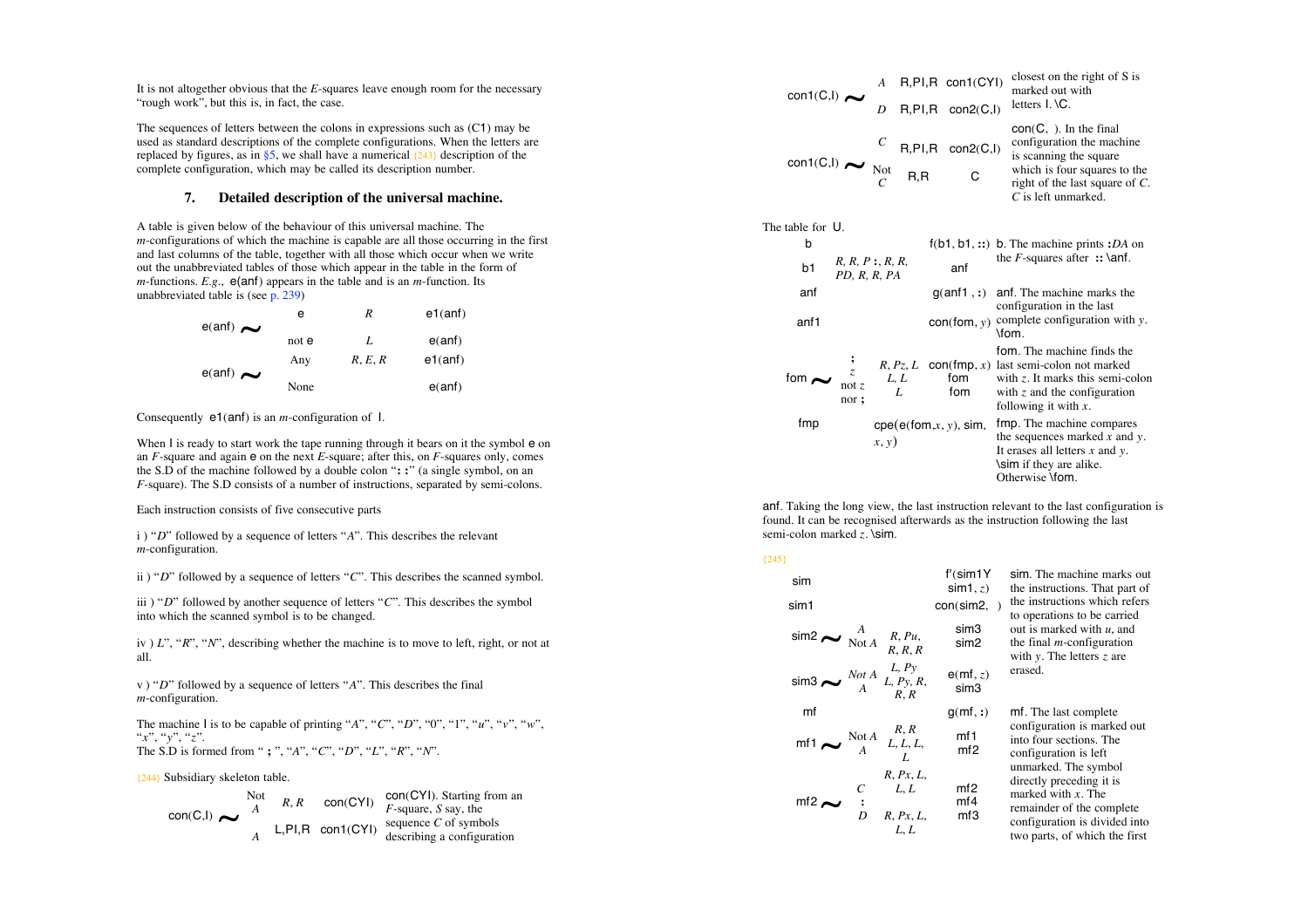It is not altogether obvious that the *E*-squares leave enough room for the necessary "rough work", but this is, in fact, the case.

The sequences of letters between the colons in expressions such as (C1) may be used as standard descriptions of the complete configurations. When the letters are replaced by figures, as in §5, we shall have a numerical {243} description of the complete configuration, which may be called its description number.

## 7. Detailed description of the universal machine.

A table is given below of the behaviour of this universal machine. The *m*-configurations of which the machine is capable are all those occurring in the first and last columns of the table, together with all those which occur when we write out the unabbreviated tables of those which appear in the table in the form of *m*-functions. *E.g.*, e(anf) appears in the table and is an *m*-function. Its unabbreviated table is (see p. 239)

| | | | |
|---|---|---|---|
| e(anf) ∼ | e | *R* | e1(anf) |
| | not e | *L* | e(anf) |
| e(anf) ∼ | Any | *R, E, R* | e1(anf) |
| | None | | e(anf) |

Consequently e1(anf) is an *m*-configuration of I.

When I is ready to start work the tape running through it bears on it the symbol e on an *F*-square and again e on the next *E*-square; after this, on *F*-squares only, comes the S.D of the machine followed by a double colon "::" (a single symbol, on an *F*-square). The S.D consists of a number of instructions, separated by semi-colons.

Each instruction consists of five consecutive parts

i ) "*D*" followed by a sequence of letters "*A*". This describes the relevant *m*-configuration.

ii ) "*D*" followed by a sequence of letters "*C*". This describes the scanned symbol.

iii ) "*D*" followed by another sequence of letters "*C*". This describes the symbol into which the scanned symbol is to be changed.

iv ) *L*", "*R*", "*N*", describing whether the machine is to move to left, right, or not at all.

v ) "*D*" followed by a sequence of letters "*A*". This describes the final *m*-configuration.

The machine I is to be capable of printing "*A*", "*C*", "*D*", "0", "1", "*u*", "*v*", "*w*", "*x*", "*y*", "*z*".
The S.D is formed from " ; ", "*A*", "*C*", "*D*", "*L*", "*R*", "*N*".

{244} Subsidiary skeleton table.

| | | | | |
|---|---|---|---|---|
| con(C,I) ∼ | Not *A* | *R, R* | con(CYI) | con(CYI). Starting from an *F*-square, *S* say, the sequence *C* of symbols describing a configuration closest on the right of S is marked out with letters I. \C. |
| | *A* | L,PI,R | con1(CYI) | |
| con1(C,I) ∼ | *A* | R,PI,R | con1(CYI) | |
| | *D* | R,PI,R | con2(C,I) | |
| con1(C,I) ∼ | *C* | R,PI,R | con2(C,I) | con(C, ). In the final configuration the machine is scanning the square which is four squares to the right of the last square of *C*. *C* is left unmarked. |
| | Not *C* | R,R | C | |

The table for U.

| | | | | |
|---|---|---|---|---|
| b | | | f(b1, b1, ::) | b. The machine prints :*DA* on the *F*-squares after :: \anf. |
| b1 | *R, R, P* :, *R, R, PD, R, R, PA* | | anf | |
| anf | | | g(anf1 , :) | anf. The machine marks the configuration in the last complete configuration with *y*. \fom. |
| anf1 | | | con(fom, *y*) | |
| fom ∼ | ; | *R, Pz, L* | con(fmp, *x*) | fom. The machine finds the last semi-colon not marked with *z*. It marks this semi-colon with *z* and the configuration following it with *x*. |
| | *z* | *L, L* | fom | |
| | not *z* nor ; | *L* | fom | |
| fmp | | | cpe(e(fom,*x*, *y*), sim, *x*, *y*) | fmp. The machine compares the sequences marked *x* and *y*. It erases all letters *x* and *y*. \sim if they are alike. Otherwise \fom. |

anf. Taking the long view, the last instruction relevant to the last configuration is found. It can be recognised afterwards as the instruction following the last semi-colon marked *z*. \sim.

{245}

| | | | | |
|---|---|---|---|---|
| sim | | | f′(sim1Y sim1, *z*) | sim. The machine marks out the instructions. That part of the instructions which refers to operations to be carried out is marked with *u*, and the final *m*-configuration with *y*. The letters *z* are erased. |
| sim1 | | | con(sim2, ) | |
| sim2 ∼ | *A* | *R, Pu, R, R, R* | sim3 | |
| | Not *A* | | sim2 | |
| sim3 ∼ | *Not A* | *L, Py* | e(mf, *z*) | |
| | *A* | *L, Py, R, R, R* | sim3 | |
| mf | | | g(mf, :) | mf. The last complete configuration is marked out into four sections. The configuration is left unmarked. The symbol directly preceding it is marked with *x*. The remainder of the complete configuration is divided into two parts, of which the first |
| mf1 ∼ | Not *A* | *R, R* | mf1 | |
| | *A* | *L, L, L, L* | mf2 | |
| mf2 ∼ | *C* | *R, Px, L, L, L* | mf2 | |
| | : | | mf4 | |
| | *D* | *R, Px, L, L, L* | mf3 | |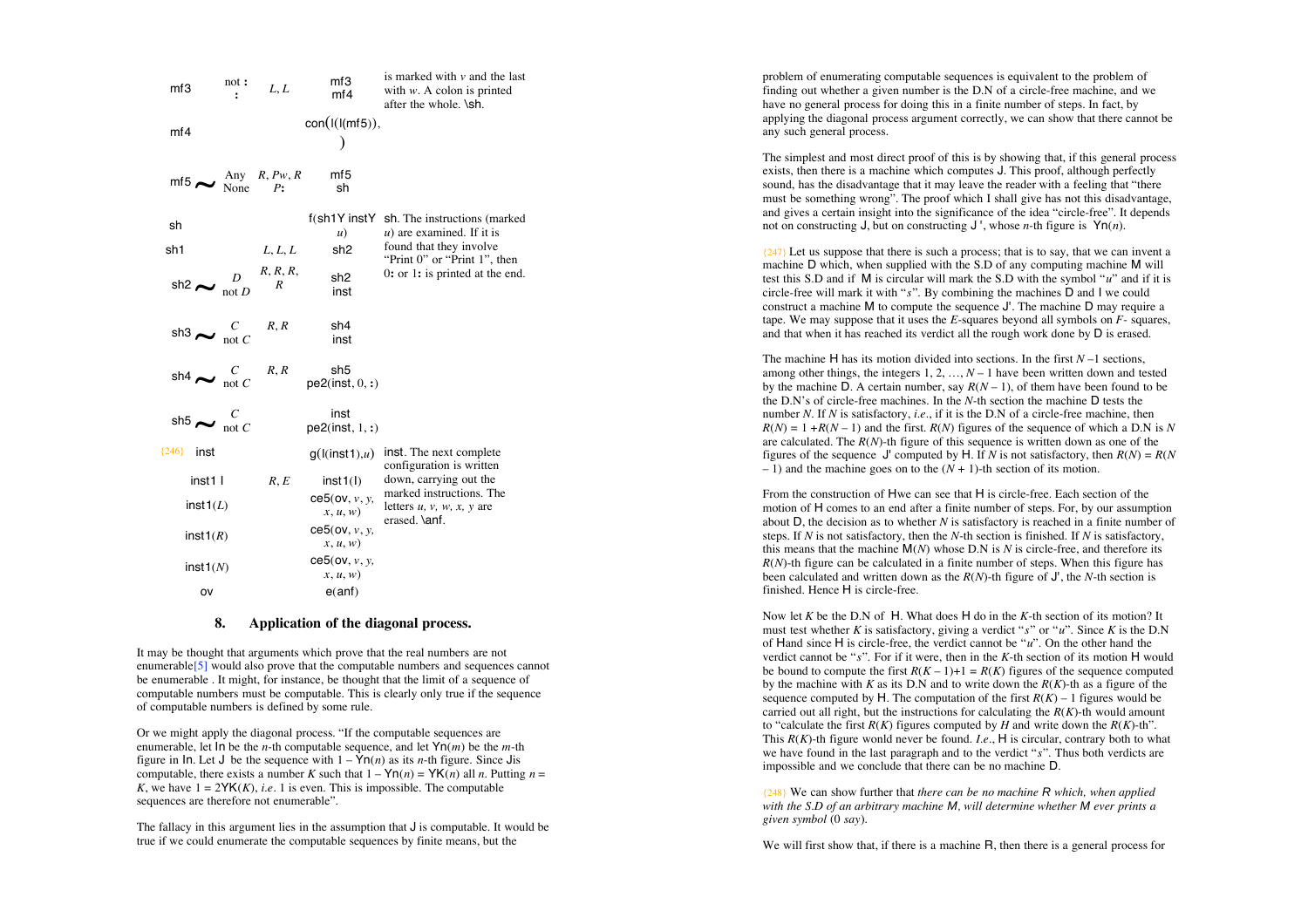| | | | | |
|---|---|---|---|---|
| mf3 | not : / : | $L, L$ | mf3 / mf4 | is marked with $v$ and the last with $w$. A colon is printed after the whole. \sh. |
| mf4 | | | con(l(l(mf5)), ) | |
| mf5 ~ | Any / None | $R, Pw, R$ / $P$: | mf5 / sh | |
| sh | | | f(sh1Y instY $u$) | sh. The instructions (marked $u$) are examined. If it is found that they involve "Print 0" or "Print 1", then 0: or 1: is printed at the end. |
| sh1 | | $L, L, L$ | sh2 | |
| sh2 ~ | $D$ / not $D$ | $R, R, R, R$ | sh2 / inst | |
| sh3 ~ | $C$ / not $C$ | $R, R$ | sh4 / inst | |
| sh4 ~ | $C$ / not $C$ | $R, R$ | sh5 / pe2(inst, 0, :) | |
| sh5 ~ | $C$ / not $C$ | | inst / pe2(inst, 1, :) | |
| {246} inst | | | g(l(inst1),$u$) | inst. The next complete configuration is written down, carrying out the marked instructions. The letters $u, v, w, x, y$ are erased. \anf. |
| inst1 l | | $R, E$ | inst1(l) | |
| inst1($L$) | | | ce5(ov, $v, y, x, u, w$) | |
| inst1($R$) | | | ce5(ov, $v, y, x, u, w$) | |
| inst1($N$) | | | ce5(ov, $v, y, x, u, w$) | |
| ov | | | e(anf) | |

## 8. Application of the diagonal process.

It may be thought that arguments which prove that the real numbers are not enumerable[5] would also prove that the computable numbers and sequences cannot be enumerable . It might, for instance, be thought that the limit of a sequence of computable numbers must be computable. This is clearly only true if the sequence of computable numbers is defined by some rule.

Or we might apply the diagonal process. "If the computable sequences are enumerable, let In be the $n$-th computable sequence, and let Yn($m$) be the $m$-th figure in In. Let J be the sequence with 1 – Yn($n$) as its $n$-th figure. Since Jis computable, there exists a number $K$ such that 1 – Yn($n$) = YK($n$) all $n$. Putting $n = K$, we have 1 = 2YK($K$), *i.e*. 1 is even. This is impossible. The computable sequences are therefore not enumerable".

The fallacy in this argument lies in the assumption that J is computable. It would be true if we could enumerate the computable sequences by finite means, but the problem of enumerating computable sequences is equivalent to the problem of finding out whether a given number is the D.N of a circle-free machine, and we have no general process for doing this in a finite number of steps. In fact, by applying the diagonal process argument correctly, we can show that there cannot be any such general process.

The simplest and most direct proof of this is by showing that, if this general process exists, then there is a machine which computes J. This proof, although perfectly sound, has the disadvantage that it may leave the reader with a feeling that "there must be something wrong". The proof which I shall give has not this disadvantage, and gives a certain insight into the significance of the idea "circle-free". It depends not on constructing J, but on constructing J ', whose $n$-th figure is Yn($n$).

{247} Let us suppose that there is such a process; that is to say, that we can invent a machine D which, when supplied with the S.D of any computing machine M will test this S.D and if M is circular will mark the S.D with the symbol "$u$" and if it is circle-free will mark it with "$s$". By combining the machines D and I we could construct a machine M to compute the sequence J'. The machine D may require a tape. We may suppose that it uses the $E$-squares beyond all symbols on $F$- squares, and that when it has reached its verdict all the rough work done by D is erased.

The machine H has its motion divided into sections. In the first $N$ –1 sections, among other things, the integers 1, 2, …, $N$ – 1 have been written down and tested by the machine D. A certain number, say $R(N – 1)$, of them have been found to be the D.N's of circle-free machines. In the $N$-th section the machine D tests the number $N$. If $N$ is satisfactory, *i.e*., if it is the D.N of a circle-free machine, then $R(N) = 1 + R(N – 1)$ and the first. $R(N)$ figures of the sequence of which a D.N is $N$ are calculated. The $R(N)$-th figure of this sequence is written down as one of the figures of the sequence J' computed by H. If $N$ is not satisfactory, then $R(N) = R(N – 1)$ and the machine goes on to the ($N$ + 1)-th section of its motion.

From the construction of Hwe can see that H is circle-free. Each section of the motion of H comes to an end after a finite number of steps. For, by our assumption about D, the decision as to whether $N$ is satisfactory is reached in a finite number of steps. If $N$ is not satisfactory, then the $N$-th section is finished. If $N$ is satisfactory, this means that the machine M($N$) whose D.N is $N$ is circle-free, and therefore its $R(N)$-th figure can be calculated in a finite number of steps. When this figure has been calculated and written down as the $R(N)$-th figure of J', the $N$-th section is finished. Hence H is circle-free.

Now let $K$ be the D.N of H. What does H do in the $K$-th section of its motion? It must test whether $K$ is satisfactory, giving a verdict "$s$" or "$u$". Since $K$ is the D.N of Hand since H is circle-free, the verdict cannot be "$u$". On the other hand the verdict cannot be "$s$". For if it were, then in the $K$-th section of its motion H would be bound to compute the first $R(K – 1)+1 = R(K)$ figures of the sequence computed by the machine with $K$ as its D.N and to write down the $R(K)$-th as a figure of the sequence computed by H. The computation of the first $R(K) – 1$ figures would be carried out all right, but the instructions for calculating the $R(K)$-th would amount to "calculate the first $R(K)$ figures computed by $H$ and write down the $R(K)$-th". This $R(K)$-th figure wonld never be found. *I.e*., H is circular, contrary both to what we have found in the last paragraph and to the verdict "$s$". Thus both verdicts are impossible and we conclude that there can be no machine D.

{248} We can show further that *there can be no machine R which, when applied with the S.D of an arbitrary machine M, will determine whether M ever prints a given symbol* (0 *say*).

We will first show that, if there is a machine R, then there is a general process for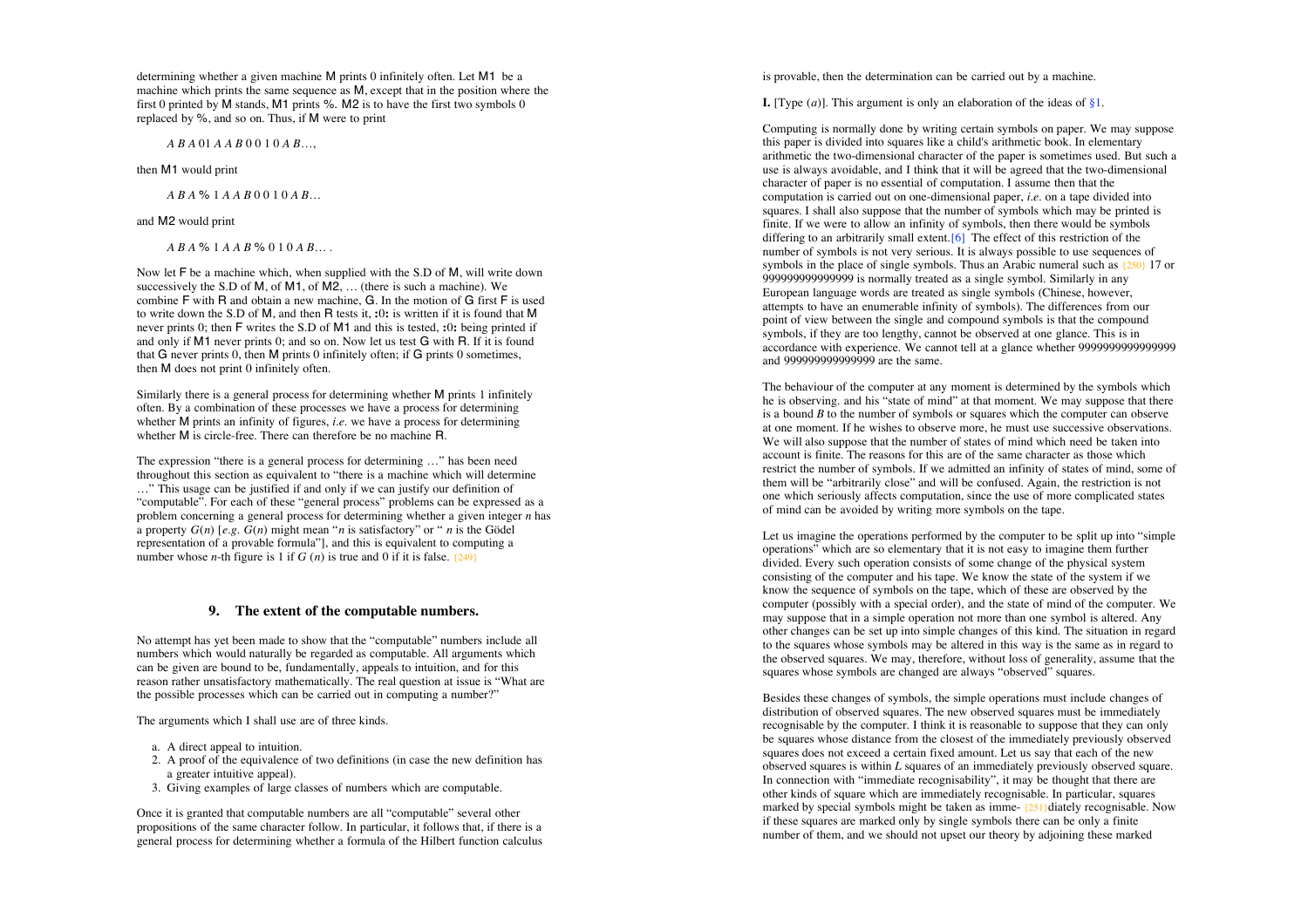determining whether a given machine M prints 0 infinitely often. Let M1 be a machine which prints the same sequence as M, except that in the position where the first 0 printed by M stands, M1 prints %. M2 is to have the first two symbols 0 replaced by %, and so on. Thus, if M were to print

*A B A* 01 *A A B* 0 0 1 0 *A B*…,

then M1 would print

*A B A* % 1 *A A B* 0 0 1 0 *A B*…

and M2 would print

*A B A* % 1 *A A B* % 0 1 0 *A B*… .

Now let F be a machine which, when supplied with the S.D of M, will write down successively the S.D of M, of M1, of M2, … (there is such a machine). We combine F with R and obtain a new machine, G. In the motion of G first F is used to write down the S.D of M, and then R tests it, **:**0**:** is written if it is found that M never prints 0; then F writes the S.D of M1 and this is tested, **:**0**:** being printed if and only if M1 never prints 0; and so on. Now let us test G with R. If it is found that G never prints 0, then M prints 0 infinitely often; if G prints 0 sometimes, then M does not print 0 infinitely often.

Similarly there is a general process for determining whether M prints 1 infinitely often. By a combination of these processes we have a process for determining whether M prints an infinity of figures, *i.e.* we have a process for determining whether M is circle-free. There can therefore be no machine R.

The expression "there is a general process for determining …" has been need throughout this section as equivalent to "there is a machine which will determine …" This usage can be justified if and only if we can justify our definition of "computable". For each of these "general process" problems can be expressed as a problem concerning a general process for determining whether a given integer $n$ has a property $G(n)$ [*e.g.* $G(n)$ might mean "$n$ is satisfactory" or " $n$ is the Gödel representation of a provable formula"], and this is equivalent to computing a number whose $n$-th figure is 1 if $G(n)$ is true and 0 if it is false. {249}

## 9. The extent of the computable numbers.

No attempt has yet been made to show that the "computable" numbers include all numbers which would naturally be regarded as computable. All arguments which can be given are bound to be, fundamentally, appeals to intuition, and for this reason rather unsatisfactory mathematically. The real question at issue is "What are the possible processes which can be carried out in computing a number?"

The arguments which I shall use are of three kinds.

a. A direct appeal to intuition.
2. A proof of the equivalence of two definitions (in case the new definition has a greater intuitive appeal).
3. Giving examples of large classes of numbers which are computable.

Once it is granted that computable numbers are all "computable" several other propositions of the same character follow. In particular, it follows that, if there is a general process for determining whether a formula of the Hilbert function calculus is provable, then the determination can be carried out by a machine.

**I.** [Type (*a*)]. This argument is only an elaboration of the ideas of §1.

Computing is normally done by writing certain symbols on paper. We may suppose this paper is divided into squares like a child's arithmetic book. In elementary arithmetic the two-dimensional character of the paper is sometimes used. But such a use is always avoidable, and I think that it will be agreed that the two-dimensional character of paper is no essential of computation. I assume then that the computation is carried out on one-dimensional paper, *i.e.* on a tape divided into squares. I shall also suppose that the number of symbols which may be printed is finite. If we were to allow an infinity of symbols, then there would be symbols differing to an arbitrarily small extent.[6] The effect of this restriction of the number of symbols is not very serious. It is always possible to use sequences of symbols in the place of single symbols. Thus an Arabic numeral such as {250} 17 or 999999999999999 is normally treated as a single symbol. Similarly in any European language words are treated as single symbols (Chinese, however, attempts to have an enumerable infinity of symbols). The differences from our point of view between the single and compound symbols is that the compound symbols, if they are too lengthy, cannot be observed at one glance. This is in accordance with experience. We cannot tell at a glance whether 9999999999999999 and 999999999999999 are the same.

The behaviour of the computer at any moment is determined by the symbols which he is observing. and his "state of mind" at that moment. We may suppose that there is a bound $B$ to the number of symbols or squares which the computer can observe at one moment. If he wishes to observe more, he must use successive observations. We will also suppose that the number of states of mind which need be taken into account is finite. The reasons for this are of the same character as those which restrict the number of symbols. If we admitted an infinity of states of mind, some of them will be "arbitrarily close" and will be confused. Again, the restriction is not one which seriously affects computation, since the use of more complicated states of mind can be avoided by writing more symbols on the tape.

Let us imagine the operations performed by the computer to be split up into "simple operations" which are so elementary that it is not easy to imagine them further divided. Every such operation consists of some change of the physical system consisting of the computer and his tape. We know the state of the system if we know the sequence of symbols on the tape, which of these are observed by the computer (possibly with a special order), and the state of mind of the computer. We may suppose that in a simple operation not more than one symbol is altered. Any other changes can be set up into simple changes of this kind. The situation in regard to the squares whose symbols may be altered in this way is the same as in regard to the observed squares. We may, therefore, without loss of generality, assume that the squares whose symbols are changed are always "observed" squares.

Besides these changes of symbols, the simple operations must include changes of distribution of observed squares. The new observed squares must be immediately recognisable by the computer. I think it is reasonable to suppose that they can only be squares whose distance from the closest of the immediately previously observed squares does not exceed a certain fixed amount. Let us say that each of the new observed squares is within $L$ squares of an immediately previously observed square. In connection with "immediate recognisability", it may be thought that there are other kinds of square which are immediately recognisable. In particular, squares marked by special symbols might be taken as imme- {251}diately recognisable. Now if these squares are marked only by single symbols there can be only a finite number of them, and we should not upset our theory by adjoining these marked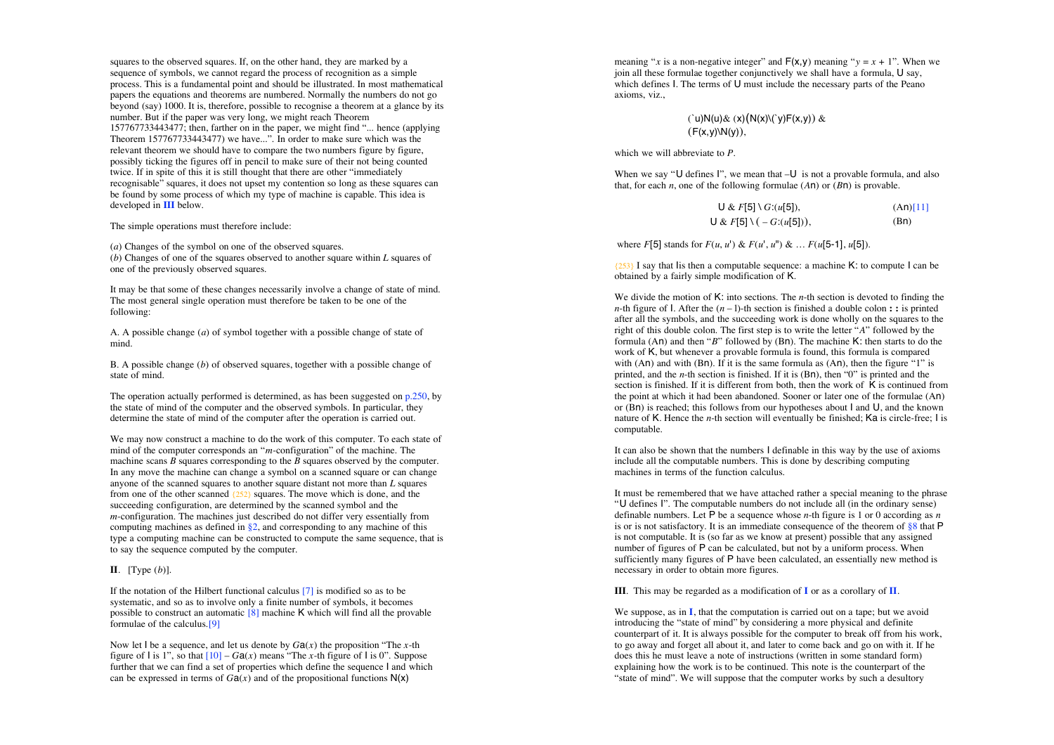squares to the observed squares. If, on the other hand, they are marked by a sequence of symbols, we cannot regard the process of recognition as a simple process. This is a fundamental point and should be illustrated. In most mathematical papers the equations and theorems are numbered. Normally the numbers do not go beyond (say) 1000. It is, therefore, possible to recognise a theorem at a glance by its number. But if the paper was very long, we might reach Theorem 157767733443477; then, farther on in the paper, we might find "... hence (applying Theorem 157767733443477) we have...". In order to make sure which was the relevant theorem we should have to compare the two numbers figure by figure, possibly ticking the figures off in pencil to make sure of their not being counted twice. If in spite of this it is still thought that there are other "immediately recognisable" squares, it does not upset my contention so long as these squares can be found by some process of which my type of machine is capable. This idea is developed in **III** below.

The simple operations must therefore include:

(*a*) Changes of the symbol on one of the observed squares.
(*b*) Changes of one of the squares observed to another square within *L* squares of one of the previously observed squares.

It may be that some of these changes necessarily involve a change of state of mind. The most general single operation must therefore be taken to be one of the following:

A. A possible change (*a*) of symbol together with a possible change of state of mind.

B. A possible change (*b*) of observed squares, together with a possible change of state of mind.

The operation actually performed is determined, as has been suggested on p.250, by the state of mind of the computer and the observed symbols. In particular, they determine the state of mind of the computer after the operation is carried out.

We may now construct a machine to do the work of this computer. To each state of mind of the computer corresponds an "*m*-configuration" of the machine. The machine scans *B* squares corresponding to the *B* squares observed by the computer. In any move the machine can change a symbol on a scanned square or can change anyone of the scanned squares to another square distant not more than *L* squares from one of the other scanned {252} squares. The move which is done, and the succeeding configuration, are determined by the scanned symbol and the *m*-configuration. The machines just described do not differ very essentially from computing machines as defined in §2, and corresponding to any machine of this type a computing machine can be constructed to compute the same sequence, that is to say the sequence computed by the computer.

**II**. [Type (*b*)].

If the notation of the Hilbert functional calculus [7] is modified so as to be systematic, and so as to involve only a finite number of symbols, it becomes possible to construct an automatic [8] machine K which will find all the provable formulae of the calculus.[9]

Now let I be a sequence, and let us denote by $G\text{a}(x)$ the proposition "The $x$-th figure of I is 1", so that [10] $-G\text{a}(x)$ means "The $x$-th figure of I is 0". Suppose further that we can find a set of properties which define the sequence I and which can be expressed in terms of $G\text{a}(x)$ and of the propositional functions N(x) meaning "$x$ is a non-negative integer" and F(x,y) meaning "$y = x + 1$". When we join all these formulae together conjunctively we shall have a formula, U say, which defines I. The terms of U must include the necessary parts of the Peano axioms, viz.,

$$(\grave{}u)N(u) \& (x)\big(N(x) \backslash (\grave{}y)F(x,y)\big) \& (F(x,y) \backslash N(y)),$$

which we will abbreviate to *P*.

When we say "U defines I", we mean that –U is not a provable formula, and also that, for each *n*, one of the following formulae (*An*) or (*Bn*) is provable.

$$U \;\&\; F[5] \backslash G{:}(u[5]), \qquad (An)[11]$$
$$U \;\&\; F[5] \backslash (-G{:}(u[5])), \qquad (Bn)$$

where $F[5]$ stands for $F(u, u') \;\&\; F(u', u'') \;\&\; \ldots\; F(u[5\text{-}1], u[5])$.

{253} I say that I is then a computable sequence: a machine K: to compute I can be obtained by a fairly simple modification of K.

We divide the motion of K: into sections. The *n*-th section is devoted to finding the *n*-th figure of I. After the (*n* – l)-th section is finished a double colon **: :** is printed after all the symbols, and the succeeding work is done wholly on the squares to the right of this double colon. The first step is to write the letter "*A*" followed by the formula (An) and then "*B*" followed by (Bn). The machine K: then starts to do the work of K, but whenever a provable formula is found, this formula is compared with (An) and with (Bn). If it is the same formula as (An), then the figure "1" is printed, and the *n*-th section is finished. If it is (Bn), then "0" is printed and the section is finished. If it is different from both, then the work of K is continued from the point at which it had been abandoned. Sooner or later one of the formulae (An) or (Bn) is reached; this follows from our hypotheses about I and U, and the known nature of K. Hence the *n*-th section will eventually be finished; Ka is circle-free; I is computable.

It can also be shown that the numbers I definable in this way by the use of axioms include all the computable numbers. This is done by describing computing machines in terms of the function calculus.

It must be remembered that we have attached rather a special meaning to the phrase "U defines I". The computable numbers do not include all (in the ordinary sense) definable numbers. Let P be a sequence whose *n*-th figure is 1 or 0 according as *n* is or is not satisfactory. It is an immediate consequence of the theorem of §8 that P is not computable. It is (so far as we know at present) possible that any assigned number of figures of P can be calculated, but not by a uniform process. When sufficiently many figures of P have been calculated, an essentially new method is necessary in order to obtain more figures.

**III**. This may be regarded as a modification of **I** or as a corollary of **II**.

We suppose, as in **I**, that the computation is carried out on a tape; but we avoid introducing the "state of mind" by considering a more physical and definite counterpart of it. It is always possible for the computer to break off from his work, to go away and forget all about it, and later to come back and go on with it. If he does this he must leave a note of instructions (written in some standard form) explaining how the work is to be continued. This note is the counterpart of the "state of mind". We will suppose that the computer works by such a desultory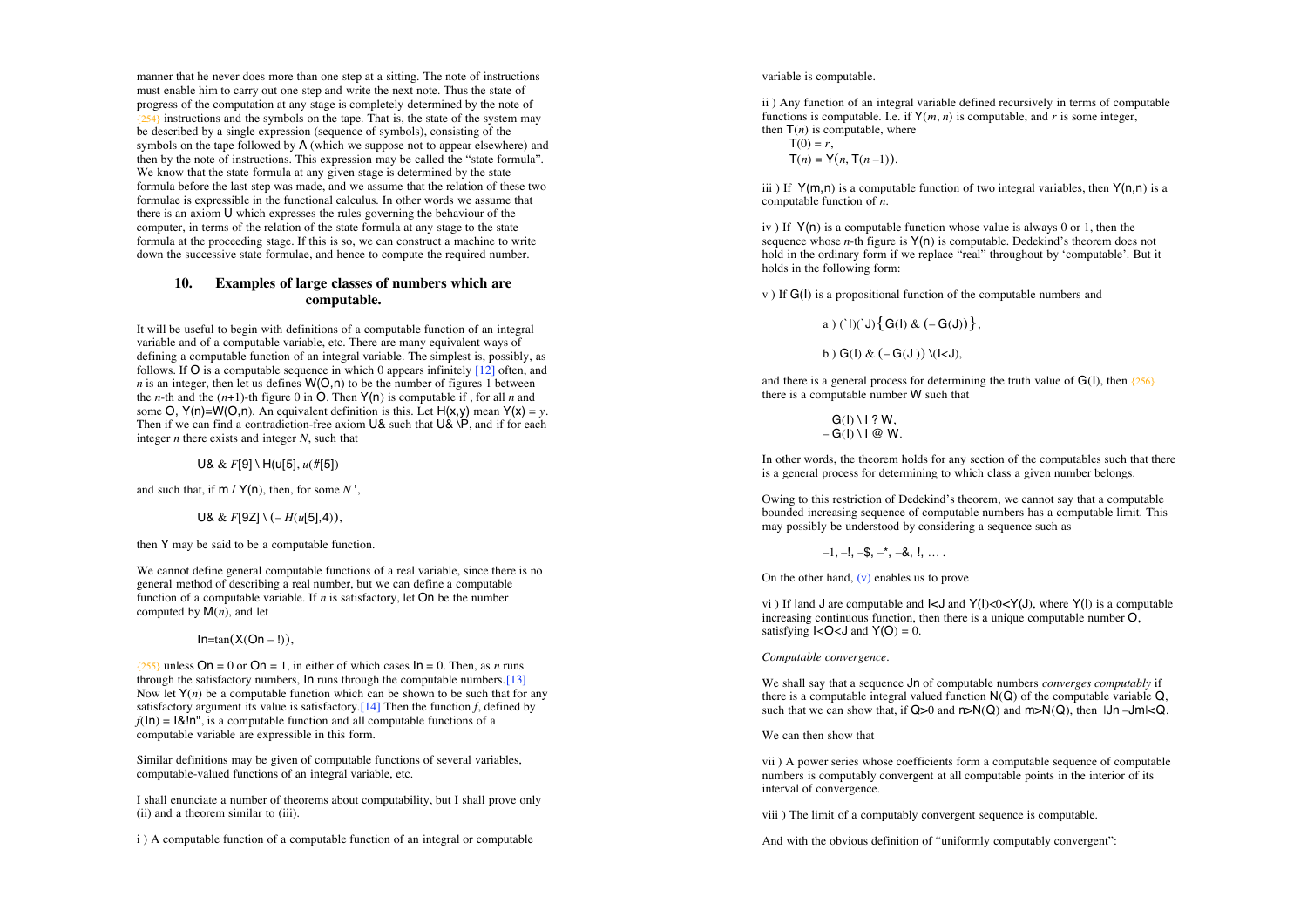manner that he never does more than one step at a sitting. The note of instructions must enable him to carry out one step and write the next note. Thus the state of progress of the computation at any stage is completely determined by the note of {254} instructions and the symbols on the tape. That is, the state of the system may be described by a single expression (sequence of symbols), consisting of the symbols on the tape followed by A (which we suppose not to appear elsewhere) and then by the note of instructions. This expression may be called the "state formula". We know that the state formula at any given stage is determined by the state formula before the last step was made, and we assume that the relation of these two formulae is expressible in the functional calculus. In other words we assume that there is an axiom U which expresses the rules governing the behaviour of the computer, in terms of the relation of the state formula at any stage to the state formula at the proceeding stage. If this is so, we can construct a machine to write down the successive state formulae, and hence to compute the required number.

## 10. Examples of large classes of numbers which are computable.

It will be useful to begin with definitions of a computable function of an integral variable and of a computable variable, etc. There are many equivalent ways of defining a computable function of an integral variable. The simplest is, possibly, as follows. If O is a computable sequence in which 0 appears infinitely [12] often, and $n$ is an integer, then let us defines W(O,n) to be the number of figures 1 between the $n$-th and the ($n$+1)-th figure 0 in O. Then Y(n) is computable if , for all $n$ and some O, Y(n)=W(O,n). An equivalent definition is this. Let H(x,y) mean Y(x) = $y$. Then if we can find a contradiction-free axiom U& such that U& \P, and if for each integer $n$ there exists and integer $N$, such that

U& & $F$[9] \ H(u[5], $u$(#[5])

and such that, if m / Y(n), then, for some $N$ ',

U& & $F$[9Z] \ (– $H$($u$[5],4)),

then Y may be said to be a computable function.

We cannot define general computable functions of a real variable, since there is no general method of describing a real number, but we can define a computable function of a computable variable. If $n$ is satisfactory, let On be the number computed by M($n$), and let

In=tan(X(On – !)),

{255} unless On = 0 or On = 1, in either of which cases In = 0. Then, as $n$ runs through the satisfactory numbers, In runs through the computable numbers.[13] Now let Y($n$) be a computable function which can be shown to be such that for any satisfactory argument its value is satisfactory.[14] Then the function $f$, defined by $f$(In) = I&!n", is a computable function and all computable functions of a computable variable are expressible in this form.

Similar definitions may be given of computable functions of several variables, computable-valued functions of an integral variable, etc.

I shall enunciate a number of theorems about computability, but I shall prove only (ii) and a theorem similar to (iii).

i ) A computable function of a computable function of an integral or computable variable is computable.

ii ) Any function of an integral variable defined recursively in terms of computable functions is computable. I.e. if Y($m$, $n$) is computable, and $r$ is some integer, then T($n$) is computable, where
T(0) = $r$,
T($n$) = Y($n$, T($n$ –1)).

iii ) If Y(m,n) is a computable function of two integral variables, then Y(n,n) is a computable function of $n$.

iv ) If Y(n) is a computable function whose value is always 0 or 1, then the sequence whose $n$-th figure is Y(n) is computable. Dedekind's theorem does not hold in the ordinary form if we replace "real" throughout by 'computable'. But it holds in the following form:

v ) If G(I) is a propositional function of the computable numbers and

a ) (`I)(`J){G(I) & (– G(J))},

b ) G(I) & (– G(J )) \(I<J),

and there is a general process for determining the truth value of G(I), then {256} there is a computable number W such that

G(I) \ I ? W,
– G(I) \ I @ W.

In other words, the theorem holds for any section of the computables such that there is a general process for determining to which class a given number belongs.

Owing to this restriction of Dedekind's theorem, we cannot say that a computable bounded increasing sequence of computable numbers has a computable limit. This may possibly be understood by considering a sequence such as

–1, –!, –$, –*, –&, !, … .

On the other hand, (v) enables us to prove

vi ) If I and J are computable and I<J and Y(I)<0<Y(J), where Y(I) is a computable increasing continuous function, then there is a unique computable number O, satisfying I<O<J and Y(O) = 0.

*Computable convergence*.

We shall say that a sequence Jn of computable numbers *converges computably* if there is a computable integral valued function N(Q) of the computable variable Q, such that we can show that, if Q>0 and n>N(Q) and m>N(Q), then |Jn –Jm|<Q.

We can then show that

vii ) A power series whose coefficients form a computable sequence of computable numbers is computably convergent at all computable points in the interior of its interval of convergence.

viii ) The limit of a computably convergent sequence is computable.

And with the obvious definition of "uniformly computably convergent":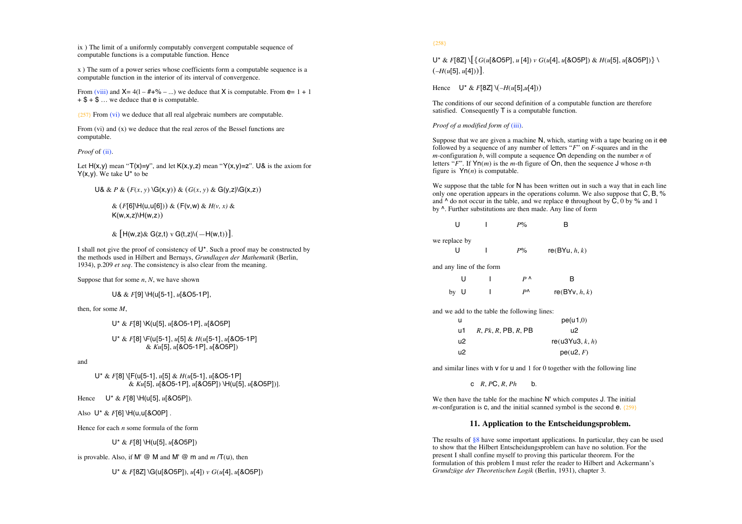ix ) The limit of a uniformly computably convergent computable sequence of computable functions is a computable function. Hence

x ) The sum of a power series whose coefficients form a computable sequence is a computable function in the interior of its interval of convergence.

From (viii) and X= 4(1 – #+% – ...) we deduce that X is computable. From e= 1 + 1 + $ + $ … we deduce that e is computable.

{257} From (vi) we deduce that all real algebraic numbers are computable.

From (vi) and (x) we deduce that the real zeros of the Bessel functions are computable.

*Proof* of (ii).

Let H(x,y) mean "T(x)=y", and let K(x,y,z) mean "Y(x,y)=z". U& is the axiom for Y(x,y). We take U* to be

U& & *P* & (*F*(*x*, *y*) \G(x,y)) & (*G*(*x*, *y*) & G(y,z)\G(x,z))

& (*F*[6]\H(u,u[6])) & (F(v,w) & *H(v, x)* & K(w,x,z)\H(w,z))

& [H(w,z)& G(z,t) v G(t,z)\(—H(w,t))].

I shall not give the proof of consistency of U*. Such a proof may be constructed by the methods used in Hilbert and Bernays, *Grundlagen der Mathematik* (Berlin, 1934), p.209 *et seq*. The consistency is also clear from the meaning.

Suppose that for some *n*, *N*, we have shown

U& & *F*[9] \H(u[5-1], *u*[&O5-1P],

then, for some *M*,

U* & *F*[8] \K(u[5], *u*[&O5-1P], *u*[&O5P]

U* & *F*[8] \F(u[5-1], *u*[5] & *H*(*u*[5-1], *u*[&O5-1P]
& *Ku*[5], *u*[&O5-1P], *u*[&O5P])

and

U* & *F*[8] \[F(u[5-1], *u*[5] & *H*(*u*[5-1], *u*[&O5-1P]
& *Ku*[5], *u*[&O5-1P], *u*[&O5P]) \H(u[5], *u*[&O5P])].

Hence U* & *F*[8] \H(u[5], *u*[&O5P]).

Also U* & *F*[6] \H(u,u[&O0P] .

Hence for each *n* some formula of the form

U* & *F*[8] \H(u[5], *u*[&O5P])

is provable. Also, if M' @ M and M' @ m and *m* /T(u), then

U* & *F*[8Z] \G(u[&O5P]), *u*[4]) *v* *G*(*u*[4], *u*[&O5P])

{258}

U* & *F*[8Z] \[{*G*(*u*[&O5P], *u* [4]) *v* *G*(*u*[4], *u*[&O5P]) & *H*(*u*[5], *u*[&O5P])} \(–*H*(*u*[5], *u*[4]))].

Hence U* & *F*[8Z] \(–*H*(*u*[5],*u*[4]))

The conditions of our second definition of a computable function are therefore satisfied. Consequently T is a computable function.

*Proof of a modified form of* (iii).

Suppose that we are given a machine N, which, starting with a tape bearing on it ee followed by a sequence of any number of letters "*F*" on *F*-squares and in the *m*-configuration *b*, will compute a sequence On depending on the number *n* of letters "*F*". If Yn(*m*) is the *m*-th figure of On, then the sequence J whose *n*-th figure is Yn(*n*) is computable.

We suppose that the table for N has been written out in such a way that in each line only one operation appears in the operations column. We also suppose that C, B, % and ^ do not occur in the table, and we replace e throughout by C, 0 by % and 1 by ^. Further substitutions are then made. Any line of form

| U | I | *P*% | B |
|---|---|---|---|

we replace by

| U | I | *P*% | re(BYu, *h*, *k*) |
|---|---|---|---|

and any line of the form

| | U | I | *P* ^ | B |
|---|---|---|---|---|
| by | U | I | *P*^ | re(BYv, *h*, *k*) |

and we add to the table the following lines:

| | | |
|---|---|---|
| u | | pe(u1,0) |
| u1 | *R*, *Pk*, *R*, PB, *R*, PB | u2 |
| u2 | | re(u3Yu3, *k*, *h*) |
| u2 | | pe(u2, *F*) |

and similar lines with v for u and 1 for 0 together with the following line

| c | *R*, *P*C, *R*, *Ph* | b. |
|---|---|---|

We then have the table for the machine N' which computes J. The initial *m*-confguration is c, and the initial scanned symbol is the second e. {259}

## 11. Application to the Entscheidungsproblem.

The results of §8 have some important applications. In particular, they can be used to show that the Hilbert Entscheidungsproblem can have no solution. For the present I shall confine myself to proving this particular theorem. For the formulation of this problem I must refer the reader to Hilbert and Ackermann's *Grundzüge der Theoretischen Logik* (Berlin, 1931), chapter 3.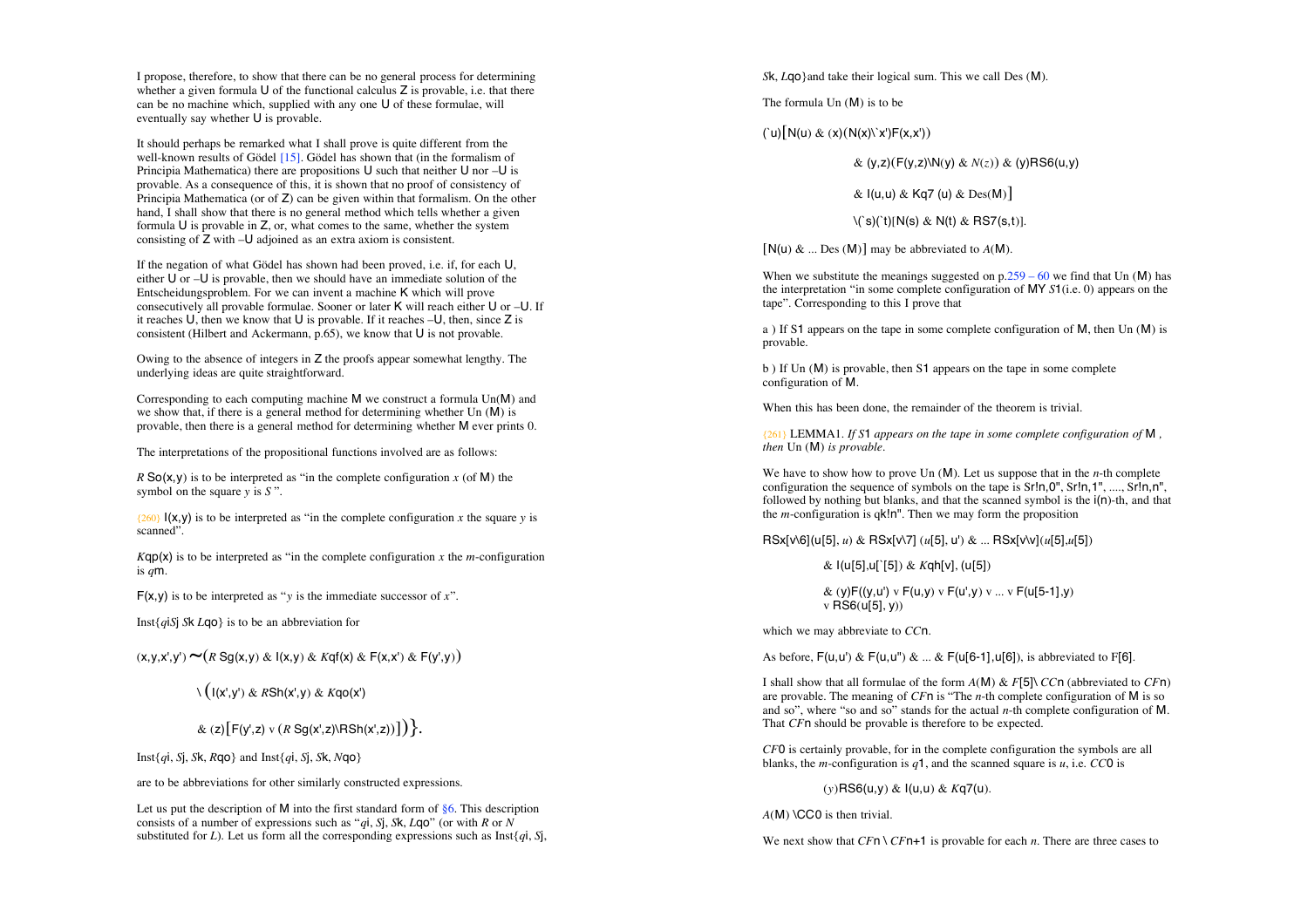I propose, therefore, to show that there can be no general process for determining whether a given formula U of the functional calculus Z is provable, i.e. that there can be no machine which, supplied with any one U of these formulae, will eventually say whether U is provable.

It should perhaps be remarked what I shall prove is quite different from the well-known results of Gödel [15]. Gödel has shown that (in the formalism of Principia Mathematica) there are propositions U such that neither U nor –U is provable. As a consequence of this, it is shown that no proof of consistency of Principia Mathematica (or of Z) can be given within that formalism. On the other hand, I shall show that there is no general method which tells whether a given formula U is provable in Z, or, what comes to the same, whether the system consisting of Z with –U adjoined as an extra axiom is consistent.

If the negation of what Gödel has shown had been proved, i.e. if, for each U, either U or –U is provable, then we should have an immediate solution of the Entscheidungsproblem. For we can invent a machine K which will prove consecutively all provable formulae. Sooner or later K will reach either U or –U. If it reaches U, then we know that U is provable. If it reaches –U, then, since Z is consistent (Hilbert and Ackermann, p.65), we know that U is not provable.

Owing to the absence of integers in Z the proofs appear somewhat lengthy. The underlying ideas are quite straightforward.

Corresponding to each computing machine M we construct a formula Un(M) and we show that, if there is a general method for determining whether Un (M) is provable, then there is a general method for determining whether M ever prints 0.

The interpretations of the propositional functions involved are as follows:

*R* So(x,y) is to be interpreted as "in the complete configuration *x* (of M) the symbol on the square *y* is *S* ".

{260} I(x,y) is to be interpreted as "in the complete configuration *x* the square *y* is scanned".

*K*qp(x) is to be interpreted as "in the complete configuration *x* the *m*-configuration is *q*m.

F(x,y) is to be interpreted as "*y* is the immediate successor of *x*".

Inst{*qi*S*j* *S*k *L*qo} is to be an abbreviation for

(x,y,x',y') ~(*R* Sg(x,y) & I(x,y) & *K*qf(x) & F(x,x') & F(y',y))

\ (I(x',y') & *R*Sh(x',y) & *K*qo(x')

& (z)[F(y',z) v (*R* Sg(x',z)\RSh(x',z))])}.

Inst{*q*i, *S*j, *S*k, *R*qo} and Inst{*q*i, *S*j, *S*k, *N*qo}

are to be abbreviations for other similarly constructed expressions.

Let us put the description of M into the first standard form of §6. This description consists of a number of expressions such as "*q*i, *S*j, *S*k, *L*qo" (or with *R* or *N* substituted for *L*). Let us form all the corresponding expressions such as Inst{*q*i, *S*j, *S*k, *L*qo}and take their logical sum. This we call Des (M).

The formula Un (M) is to be

(`u)[N(u) & (x)(N(x)\`x')F(x,x'))

& (y,z)(F(y,z)\N(y) & *N*(*z*)) & (y)RS6(u,y)

& I(u,u) & Kq7 (u) & Des(M)]

\(`s)(`t)[N(s) & N(t) & RS7(s,t)].

[N(u) & ... Des (M)] may be abbreviated to *A*(M).

When we substitute the meanings suggested on p.259 – 60 we find that Un (M) has the interpretation "in some complete configuration of MY *S*1(i.e. 0) appears on the tape". Corresponding to this I prove that

a ) If S1 appears on the tape in some complete configuration of M, then Un (M) is provable.

b ) If Un (M) is provable, then S1 appears on the tape in some complete configuration of M.

When this has been done, the remainder of the theorem is trivial.

{261} LEMMA1. *If S*1 *appears on the tape in some complete configuration of* M *, then* Un (M) *is provable*.

We have to show how to prove Un (M). Let us suppose that in the *n*-th complete configuration the sequence of symbols on the tape is Sr!n,0", Sr!n,1", ...., Sr!n,n", followed by nothing but blanks, and that the scanned symbol is the i(n)-th, and that the *m*-configuration is qk!n". Then we may form the proposition

RSx[v\6](u[5], *u*) & RSx[v\7] (*u*[5], u') & ... RSx[v\v](*u*[5],*u*[5])

& I(u[5],u[`5]) & *K*qh[v], (u[5])

& (y)F((y,u') v F(u,y) v F(u',y) v ... v F(u[5-1],y)
v RS6(u[5], y))

which we may abbreviate to *CC*n.

As before, F(u,u') & F(u,u") & ... & F(u[6-1],u[6]), is abbreviated to F[6].

I shall show that all formulae of the form *A*(M) & *F*[5]\ *CC*n (abbreviated to *CF*n) are provable. The meaning of *CF*n is "The *n*-th complete configuration of M is so and so", where "so and so" stands for the actual *n*-th complete configuration of M. That *CF*n should be provable is therefore to be expected.

*CF*0 is certainly provable, for in the complete configuration the symbols are all blanks, the *m*-configuration is *q*1, and the scanned square is *u*, i.e. *CC*0 is

(*y*)RS6(u,y) & I(u,u) & *K*q7(u).

*A*(M) \CC0 is then trivial.

We next show that *CF*n \ *CF*n+1 is provable for each *n*. There are three cases to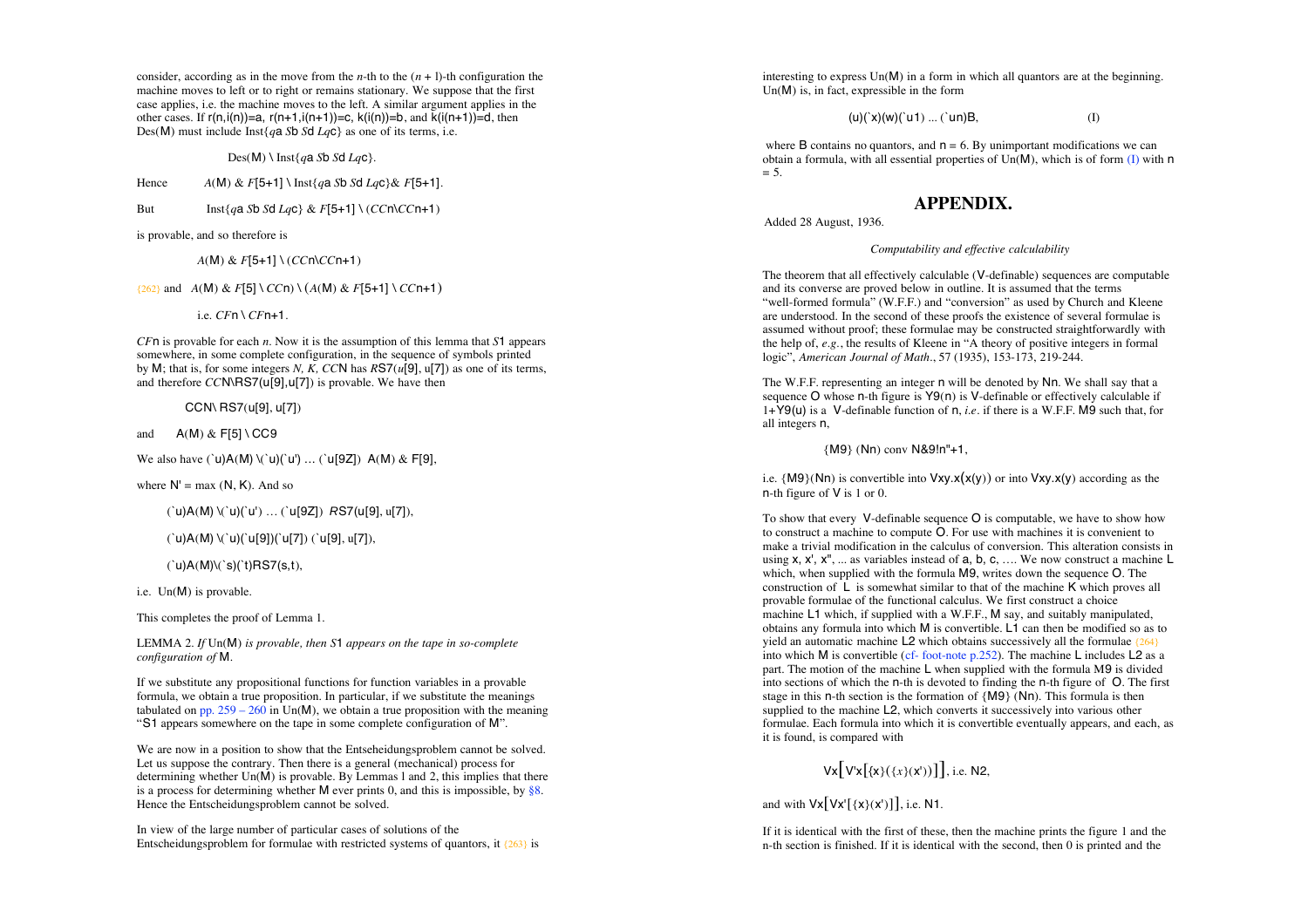consider, according as in the move from the $n$-th to the $(n + 1)$-th configuration the machine moves to left or to right or remains stationary. We suppose that the first case applies, i.e. the machine moves to the left. A similar argument applies in the other cases. If r(n,i(n))=a, r(n+1,i(n+1))=c, k(i(n))=b, and k(i(n+1))=d, then Des(M) must include Inst{*q*a *S*b *S*d *Lq*c} as one of its terms, i.e.

Des(M) \ Inst{*q*a *S*b *S*d *Lq*c}.

Hence *A*(M) & *F*[5+1] \ Inst{*q*a *S*b *S*d *Lq*c}& *F*[5+1].

But Inst{*q*a *S*b *S*d *Lq*c} & *F*[5+1] \ (*CC*n\*CC*n+1)

is provable, and so therefore is

*A*(M) & *F*[5+1] \ (*CC*n\*CC*n+1)

[262] and *A*(M) & *F*[5] \ *CC*n) \ (*A*(M) & *F*[5+1] \ *CC*n+1)

i.e. *CF*n \ *CF*n+1.

*CF*n is provable for each *n*. Now it is the assumption of this lemma that *S*1 appears somewhere, in some complete configuration, in the sequence of symbols printed by M; that is, for some integers *N, K, CC*N has *R*S7(*u*[9], u[7]) as one of its terms, and therefore *CC*N\RS7(u[9],u[7]) is provable. We have then

CCN\ RS7(u[9], u[7])

and A(M) & F[5] \ CC9

We also have (`u)A(M) \(`u)(`u') … (`u[9Z]) A(M) & F[9],

where N' = max (N, K). And so

(`u)A(M) \(`u)(`u') … (`u[9Z]) *R*S7(u[9], u[7]),

(`u)A(M) \(`u)(`u[9])(`u[7]) (`u[9], u[7]),

(`u)A(M)\(`s)(`t)RS7(s,t),

i.e. Un(M) is provable.

This completes the proof of Lemma 1.

LEMMA 2. *If* Un(M) *is provable, then S*1 *appears on the tape in so-complete configuration of* M.

If we substitute any propositional functions for function variables in a provable formula, we obtain a true proposition. In particular, if we substitute the meanings tabulated on pp. 259 – 260 in Un(M), we obtain a true proposition with the meaning "S1 appears somewhere on the tape in some complete configuration of M".

We are now in a position to show that the Entseheidungsproblem cannot be solved. Let us suppose the contrary. Then there is a general (mechanical) process for determining whether Un(M) is provable. By Lemmas l and 2, this implies that there is a process for determining whether M ever prints 0, and this is impossible, by §8. Hence the Entscheidungsproblem cannot be solved.

In view of the large number of particular cases of solutions of the Entscheidungsproblem for formulae with restricted systems of quantors, it [263] is interesting to express Un(M) in a form in which all quantors are at the beginning. Un(M) is, in fact, expressible in the form

(u)(`x)(w)(`u1) ... (`un)B, (I)

where B contains no quantors, and n = 6. By unimportant modifications we can obtain a formula, with all essential properties of Un(M), which is of form (I) with n = 5.

# APPENDIX.

Added 28 August, 1936.

*Computability and effective calculability*

The theorem that all effectively calculable (V-definable) sequences are computable and its converse are proved below in outline. It is assumed that the terms "well-formed formula" (W.F.F.) and "conversion" as used by Church and Kleene are understood. In the second of these proofs the existence of several formulae is assumed without proof; these formulae may be constructed straightforwardly with the help of, *e.g.*, the results of Kleene in "A theory of positive integers in formal logic", *American Journal of Math*., 57 (1935), 153-173, 219-244.

The W.F.F. representing an integer n will be denoted by Nn. We shall say that a sequence O whose n-th figure is Y9(n) is V-definable or effectively calculable if 1+Y9(u) is a V-definable function of n, *i.e*. if there is a W.F.F. M9 such that, for all integers n,

{M9} (Nn) conv N&9!n"+1,

i.e. {M9}(Nn) is convertible into Vxy.x(x(y)) or into Vxy.x(y) according as the n-th figure of V is 1 or 0.

To show that every V-definable sequence O is computable, we have to show how to construct a machine to compute O. For use with machines it is convenient to make a trivial modification in the calculus of conversion. This alteration consists in using x, x', x", ... as variables instead of a, b, c, …. We now construct a machine L which, when supplied with the formula M9, writes down the sequence O. The construction of L is somewhat similar to that of the machine K which proves all provable formulae of the functional calculus. We first construct a choice machine L1 which, if supplied with a W.F.F., M say, and suitably manipulated, obtains any formula into which M is convertible. L1 can then be modified so as to yield an automatic machine L2 which obtains successively all the formulae [264] into which M is convertible (cf- foot-note p.252). The machine L includes L2 as a part. The motion of the machine L when supplied with the formula M9 is divided into sections of which the n-th is devoted to finding the n-th figure of O. The first stage in this n-th section is the formation of {M9} (Nn). This formula is then supplied to the machine L2, which converts it successively into various other formulae. Each formula into which it is convertible eventually appears, and each, as it is found, is compared with

Vx[V'x[{x}({x}(x'))]], i.e. N2,

and with Vx[Vx'[{x}(x')]], i.e. N1.

If it is identical with the first of these, then the machine prints the figure 1 and the n-th section is finished. If it is identical with the second, then 0 is printed and the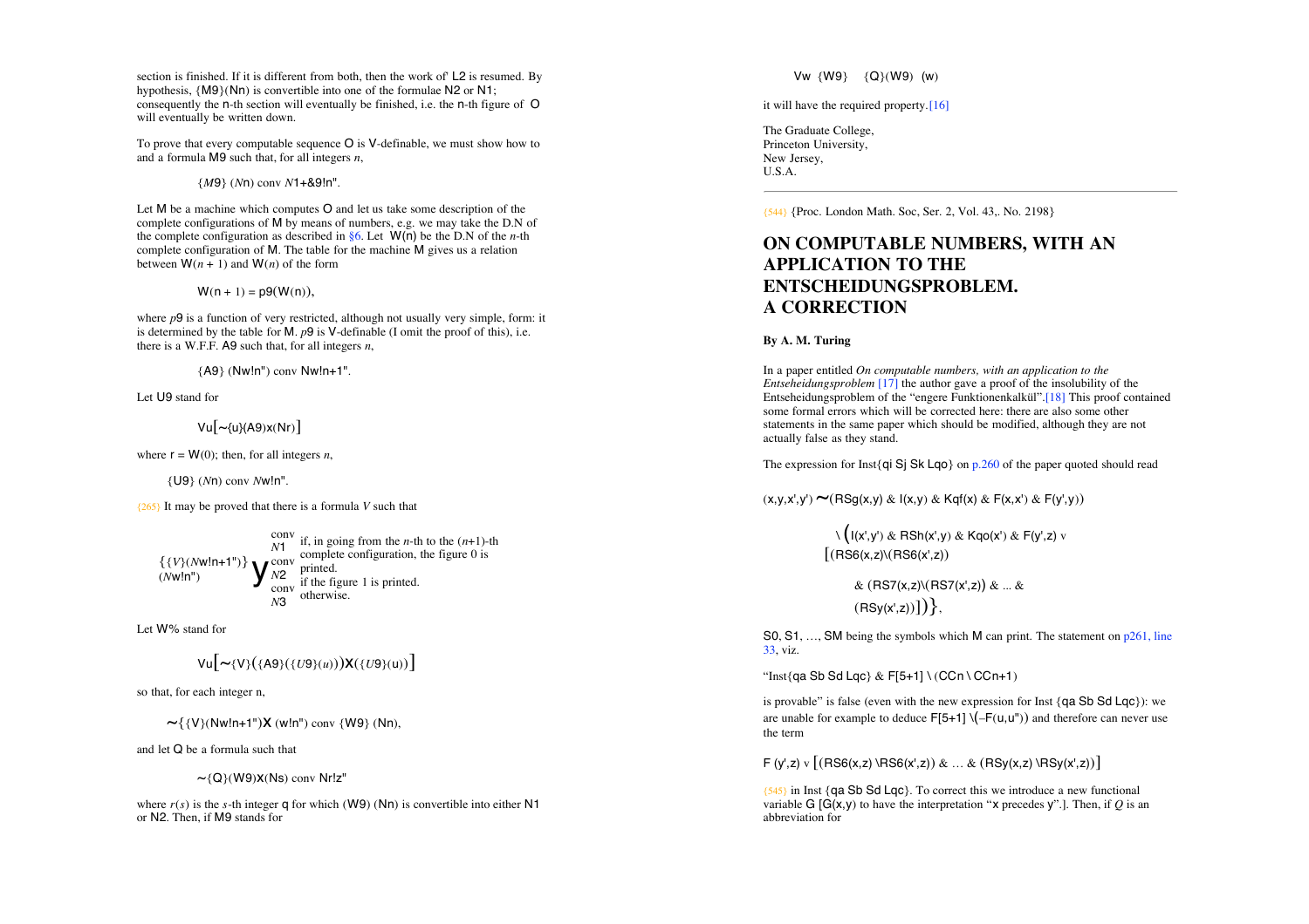section is finished. If it is different from both, then the work of' L2 is resumed. By hypothesis, {M9}(Nn) is convertible into one of the formulae N2 or N1; consequently the n-th section will eventually be finished, i.e. the n-th figure of O will eventually be written down.

To prove that every computable sequence O is V-definable, we must show how to and a formula M9 such that, for all integers *n*,

{*M*9} (*N*n) conv *N*1+&9!n".

Let M be a machine which computes O and let us take some description of the complete configurations of M by means of numbers, e.g. we may take the D.N of the complete configuration as described in §6. Let W(n) be the D.N of the *n*-th complete configuration of M. The table for the machine M gives us a relation between W(*n* + 1) and W(*n*) of the form

W(n + 1) = p9(W(n)),

where *p*9 is a function of very restricted, although not usually very simple, form: it is determined by the table for M. *p*9 is V-definable (I omit the proof of this), i.e. there is a W.F.F. A9 such that, for all integers *n*,

{A9} (Nw!n") conv Nw!n+1".

Let U9 stand for

Vu[~{u}(A9)x(Nr)]

where r = W(0); then, for all integers *n*,

{U9} (*N*n) conv *N*w!n".

{265} It may be proved that there is a formula *V* such that

{{*V*}(*N*w!n+1")}(*N*w!n") y conv *N*1 if, in going from the *n*-th to the (*n*+1)-th complete configuration, the figure 0 is printed.
conv *N*2 if the figure 1 is printed.
conv *N*3 otherwise.

Let W% stand for

Vu[~{V}({A9}({*U*9}(*u*)))X({*U*9}(u))]

so that, for each integer n,

~{{V}(Nw!n+1")X (w!n") conv {W9} (Nn),

and let Q be a formula such that

~{Q}(W9)x(Ns) conv Nr!z"

where *r*(*s*) is the *s*-th integer q for which (W9) (Nn) is convertible into either N1 or N2. Then, if M9 stands for

Vw {W9} {Q}(W9) (w)

it will have the required property.[16]

The Graduate College,
Princeton University,
New Jersey,
U.S.A.

---

{544} {Proc. London Math. Soc, Ser. 2, Vol. 43,. No. 2198}

# ON COMPUTABLE NUMBERS, WITH AN APPLICATION TO THE ENTSCHEIDUNGSPROBLEM. A CORRECTION

**By A. M. Turing**

In a paper entitled *On computable numbers, with an application to the Entseheidungsproblem* [17] the author gave a proof of the insolubility of the Entseheidungsproblem of the "engere Funktionenkalkül".[18] This proof contained some formal errors which will be corrected here: there are also some other statements in the same paper which should be modified, although they are not actually false as they stand.

The expression for Inst{qi Sj Sk Lqo} on p.260 of the paper quoted should read

(x,y,x',y') ~(RSg(x,y) & I(x,y) & Kqf(x) & F(x,x') & F(y',y))

\ (I(x',y') & RSh(x',y) & Kqo(x') & F(y',z) v [(RS6(x,z)\(RS6(x',z))

& (RS7(x,z)\(RS7(x',z)) & ... & (RSy(x',z))])},

S0, S1, …, SM being the symbols which M can print. The statement on p261, line 33, viz.

"Inst{qa Sb Sd Lqc} & F[5+1] \ (CCn \ CCn+1)

is provable" is false (even with the new expression for Inst {qa Sb Sd Lqc}): we are unable for example to deduce F[5+1] \(–F(u,u")) and therefore can never use the term

F (y',z) v [(RS6(x,z) \RS6(x',z)) & … & (RSy(x,z) \RSy(x',z))]

{545} in Inst {qa Sb Sd Lqc}. To correct this we introduce a new functional variable G [G(x,y) to have the interpretation "x precedes y".]. Then, if *Q* is an abbreviation for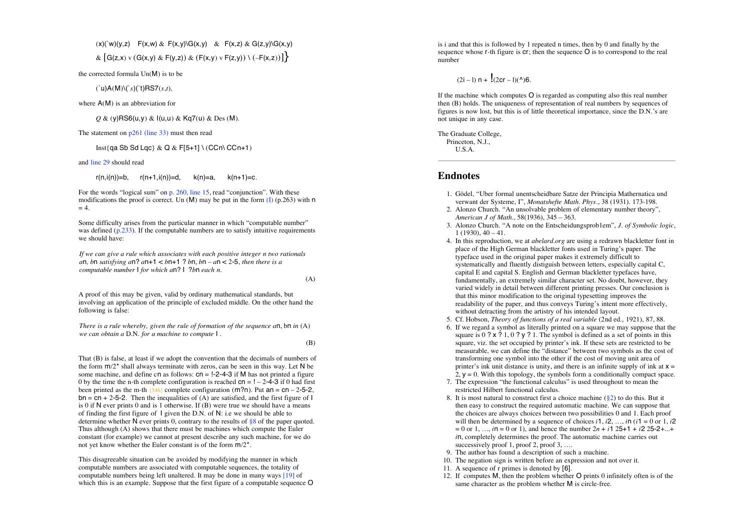(x)(`w)(y,z)  F(x,w) & F(x,y)\G(x,y) & F(x,z) & G(z,y)\G(x,y)

& [G(z,x) v (G(x,y) & F(y,z)) & (F(x,y) v F(z,y)) \ (–F(x,z))]}

the corrected formula Un(M) is to be

(`u)A(M)\(`s)(`t)RS7(s,t),

where A(M) is an abbreviation for

Q & (y)RS6(u,y) & I(u,u) & Kq7(u) & Des (M).

The statement on p261 (line 33) must then read

Inst{qa Sb Sd Lqc} & Q & F[5+1] \ (CCn\ CCn+1)

and line 29 should read

r(n,i(n))=b,  r(n+1,i(n))=d,  k(n)=a,  k(n+1)=c.

For the words "logical sum" on p. 260, line 15, read "conjunction". With these modifications the proof is correct. Un (M) may be put in the form (I) (p.263) with n = 4.

Some difficulty arises from the particular manner in which "computable number" was defined (p.233). If the computable numbers are to satisfy intuitive requirements we should have:

*If we can give a rule which associates with each positive integer n two rationals a*n, *b*n *satisfying a*n? *a*n+1 < *b*n+1 ? *b*n, *b*n – *a*n < 2-5, *then there is a computable number* I *for which a*n? I ?*b*n *each n*.

(A)

A proof of this may be given, valid by ordinary mathematical standards, but involving an application of the principle of excluded middle. On the other hand the following is false:

*There is a rule whereby, given the rule of formation of the sequence a*n, bn *in* (A) *we can obtain a* D.N. *for a machine to compute* I .

(B)

That (B) is false, at least if we adopt the convention that the decimals of numbers of the form m/2* shall always terminate with zeros, can be seen in this way. Let N be some machine, and define cn as follows: cn = !-2-4-3 if M has not printed a figure 0 by the time the n-th complete configuration is reached cn = ! – 2-4-3 if 0 had first been printed as the m-th {546} complete configuration (m?n). Put an = cn – 2-5-2, bn = cn + 2-5-2. Then the inequalities of (A) are satisfied, and the first figure of I is 0 if N ever prints 0 and is 1 otherwise. If (B) were true we should have a means of finding the first figure of I given the D.N. of N: i.e we should be able to determine whether N ever prints 0, contrary to the results of §8 of the paper quoted. Thus although (A) shows that there must be machines which compute the Euler constant (for example) we cannot at present describe any such machine, for we do not yet know whether the Euler constant is of the form m/2*.

This disagreeable situation can be avoided by modifying the manner in which computable numbers are associated with computable sequences, the totality of computable numbers being left unaltered. It may be done in many ways [19] of which this is an example. Suppose that the first figure of a computable sequence O is i and that this is followed by 1 repeated n times, then by 0 and finally by the sequence whose r-th figure is cr; then the sequence O is to correspond to the real number

(2i – l) n + !(2cr – l)(^)6.

If the machine which computes O is regarded as computing also this real number then (B) holds. The uniqueness of representation of real numbers by sequences of figures is now lost, but this is of little theoretical importance, since the D.N.'s are not unique in any case.

The Graduate College,
Princeton, N.J.,
U.S.A.

---

## Endnotes

1. Gödel, "Uber formal unentscheidbare Satze der Principia Mathernatica und verwant der Systeme, I", *Monatshefte Math. Phys*., 38 (1931). 173-198.
2. Alonzo Church. "An unsolvable problem of elementary number theory", *American J of Math*., 58(1936), 345 – 363.
3. Alonzo Church. "A note on the Entscheidungsprob1em", *J. of Symbolic logic*, 1 (1930), 40 – 41.
4. In this reproduction, we at *abelard.org* are using a redrawn blackletter font in place of the High German blackletter fonts used in Turing's paper. The typeface used in the original paper makes it extremely difficult to systematically and fluently distiguish between letters, especially capital C, capital E and capital S. English and German blackletter typefaces have, fundamentally, an extremely similar character set. No doubt, however, they varied widely in detail between different printing presses. Our conclusion is that this minor modification to the original typesetting improves the readability of the paper, and thus conveys Turing's intent more effectively, without detracting from the artistry of his intended layout.
5. Cf. Hobson, *Theory of functions of a real variable* (2nd ed., 1921), 87, 88.
6. If we regard a symbol as literally printed on a square we may suppose that the square is 0 ? x ? 1, 0 ? y ? 1. The symbol is defined as a set of points in this square, viz. the set occupied by printer's ink. If these sets are restricted to be measurable, we can define the "distance" between two symbols as the cost of transforming one symbol into the other if the cost of moving unit area of printer's ink unit distance is unity, and there is an infinite supply of ink at x = 2, y = 0. With this topology, the symbols form a conditionally compact space.
7. The expression "the functional calculus" is used throughout to mean the restricted Hilbert functional calculus.
8. It is most natural to construct first a choice machine (§2) to do this. But it then easy to construct the required automatic machine. We can suppose that the choices are always choices between two possibilities 0 and 1. Each proof will then be determined by a sequence of choices *i*1, *i*2, …, *i*n (*i*1 = 0 or 1, *i*2 = 0 or 1, …, *i*n = 0 or 1), and hence the number 2*n* + *i*1 25+1 + *i*2 25-2+...+ *i*n, completely determines the proof. The automatic machine carries out successively proof 1, proof 2, proof 3, ….
9. The author has found a description of such a machine.
10. The negation sign is written before an expression and not over it.
11. A sequence of r primes is denoted by [6].
12. If computes M, then the problem whether O prints 0 infinitely often is of the same character as the problem whether M is circle-free.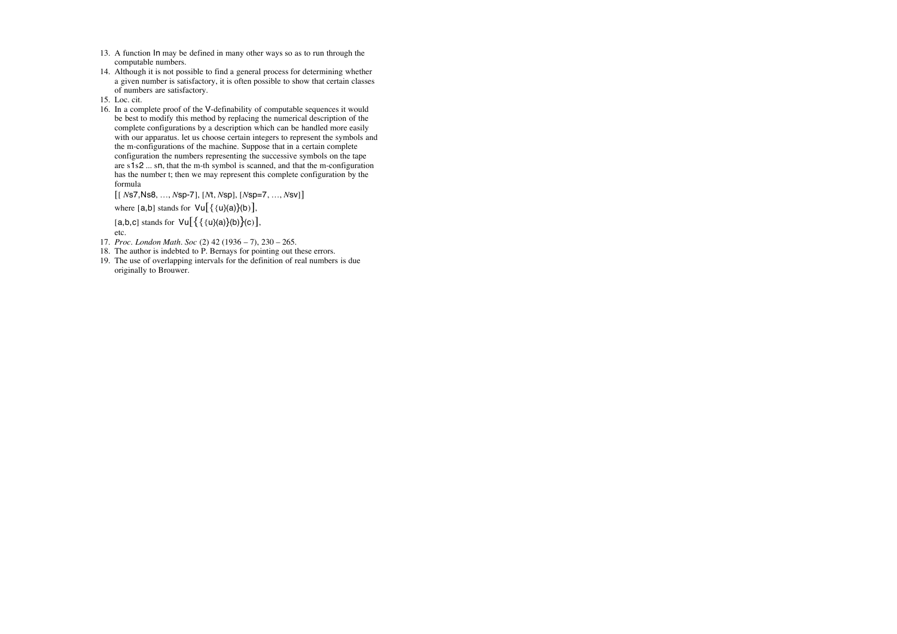13. A function $\text{In}$ may be defined in many other ways so as to run through the computable numbers.
14. Although it is not possible to find a general process for determining whether a given number is satisfactory, it is often possible to show that certain classes of numbers are satisfactory.
15. Loc. cit.
16. In a complete proof of the V-definability of computable sequences it would be best to modify this method by replacing the numerical description of the complete configurations by a description which can be handled more easily with our apparatus. let us choose certain integers to represent the symbols and the m-configurations of the machine. Suppose that in a certain complete configuration the numbers representing the successive symbols on the tape are $s_1 s_2 \ldots s_n$, that the m-th symbol is scanned, and that the m-configuration has the number t; then we may represent this complete configuration by the formula

    $$[[\,N_{s7}, N_{s8}, \ldots, N_{sp\text{-}7}],\ [N_t, N_{sp}],\ [N_{sp=7}, \ldots, N_{sv}]]$$

    where $[a,b]$ stands for $Vu[\{\{u\}(a)\}(b)]$,

    $[a,b,c]$ stands for $Vu[\{\{\{u\}(a)\}(b)\}(c)]$,

    etc.
17. *Proc. London Math. Soc* (2) 42 (1936 – 7), 230 – 265.
18. The author is indebted to P. Bernays for pointing out these errors.
19. The use of overlapping intervals for the definition of real numbers is due originally to Brouwer.